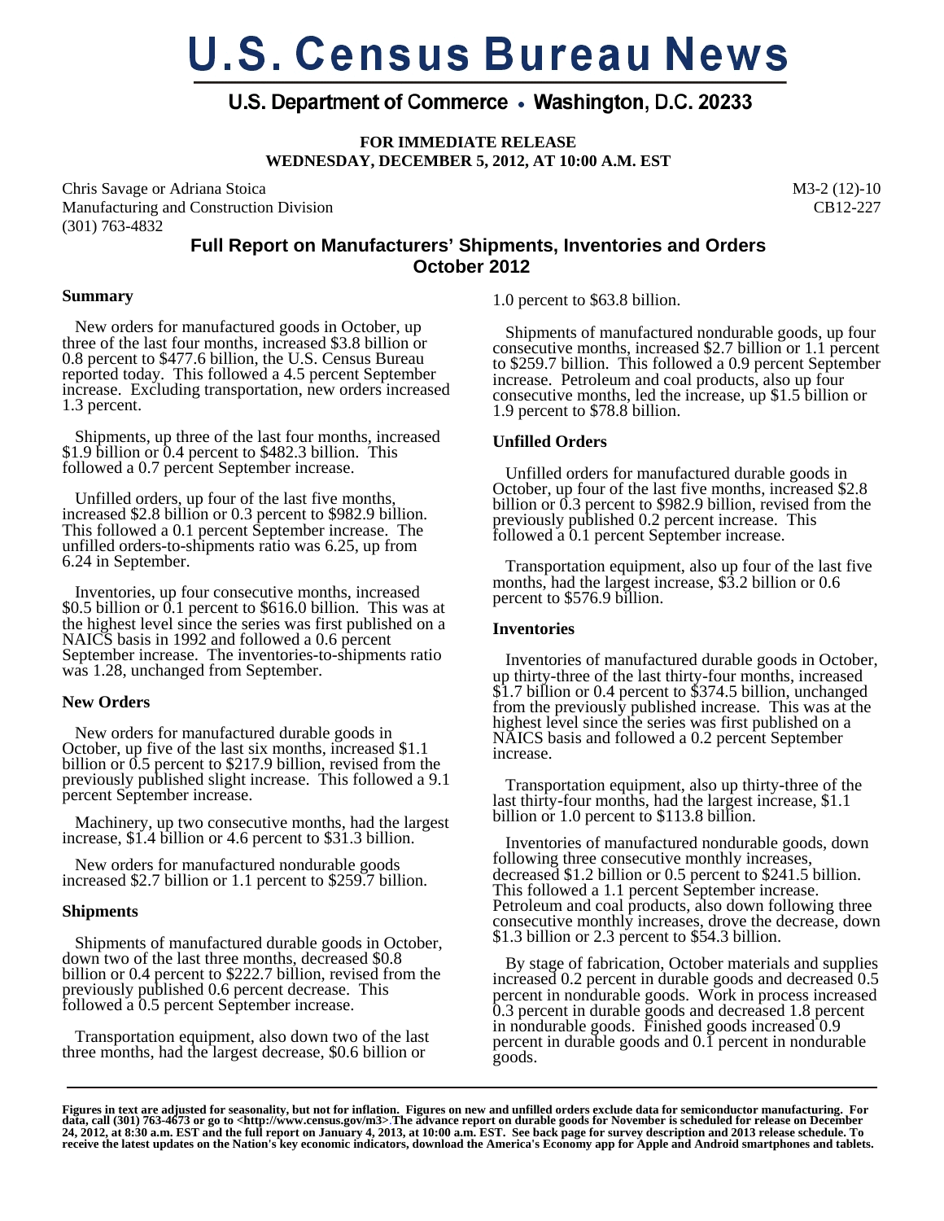# U.S. Census Bureau News

## U.S. Department of Commerce • Washington, D.C. 20233

**FOR IMMEDIATE RELEASE**
**WEDNESDAY, DECEMBER 5, 2012, AT 10:00 A.M. EST**

Chris Savage or Adriana Stoica
Manufacturing and Construction Division
(301) 763-4832

M3-2 (12)-10
CB12-227

## Full Report on Manufacturers' Shipments, Inventories and Orders October 2012

### Summary

New orders for manufactured goods in October, up three of the last four months, increased $3.8 billion or 0.8 percent to $477.6 billion, the U.S. Census Bureau reported today. This followed a 4.5 percent September increase. Excluding transportation, new orders increased 1.3 percent.

Shipments, up three of the last four months, increased $1.9 billion or 0.4 percent to $482.3 billion. This followed a 0.7 percent September increase.

Unfilled orders, up four of the last five months, increased $2.8 billion or 0.3 percent to $982.9 billion. This followed a 0.1 percent September increase. The unfilled orders-to-shipments ratio was 6.25, up from 6.24 in September.

Inventories, up four consecutive months, increased $0.5 billion or 0.1 percent to $616.0 billion. This was at the highest level since the series was first published on a NAICS basis in 1992 and followed a 0.6 percent September increase. The inventories-to-shipments ratio was 1.28, unchanged from September.

### New Orders

New orders for manufactured durable goods in October, up five of the last six months, increased $1.1 billion or 0.5 percent to $217.9 billion, revised from the previously published slight increase. This followed a 9.1 percent September increase.

Machinery, up two consecutive months, had the largest increase, $1.4 billion or 4.6 percent to $31.3 billion.

New orders for manufactured nondurable goods increased $2.7 billion or 1.1 percent to $259.7 billion.

### Shipments

Shipments of manufactured durable goods in October, down two of the last three months, decreased $0.8 billion or 0.4 percent to $222.7 billion, revised from the previously published 0.6 percent decrease. This followed a 0.5 percent September increase.

Transportation equipment, also down two of the last three months, had the largest decrease, $0.6 billion or 1.0 percent to $63.8 billion.

Shipments of manufactured nondurable goods, up four consecutive months, increased $2.7 billion or 1.1 percent to $259.7 billion. This followed a 0.9 percent September increase. Petroleum and coal products, also up four consecutive months, led the increase, up $1.5 billion or 1.9 percent to $78.8 billion.

### Unfilled Orders

Unfilled orders for manufactured durable goods in October, up four of the last five months, increased $2.8 billion or 0.3 percent to $982.9 billion, revised from the previously published 0.2 percent increase. This followed a 0.1 percent September increase.

Transportation equipment, also up four of the last five months, had the largest increase, $3.2 billion or 0.6 percent to $576.9 billion.

### Inventories

Inventories of manufactured durable goods in October, up thirty-three of the last thirty-four months, increased $1.7 billion or 0.4 percent to $374.5 billion, unchanged from the previously published increase. This was at the highest level since the series was first published on a NAICS basis and followed a 0.2 percent September increase.

Transportation equipment, also up thirty-three of the last thirty-four months, had the largest increase, $1.1 billion or 1.0 percent to $113.8 billion.

Inventories of manufactured nondurable goods, down following three consecutive monthly increases, decreased $1.2 billion or 0.5 percent to $241.5 billion. This followed a 1.1 percent September increase. Petroleum and coal products, also down following three consecutive monthly increases, drove the decrease, down $1.3 billion or 2.3 percent to $54.3 billion.

By stage of fabrication, October materials and supplies increased 0.2 percent in durable goods and decreased 0.5 percent in nondurable goods. Work in process increased 0.3 percent in durable goods and decreased 1.8 percent in nondurable goods. Finished goods increased 0.9 percent in durable goods and 0.1 percent in nondurable goods.

---

**Figures in text are adjusted for seasonality, but not for inflation. Figures on new and unfilled orders exclude data for semiconductor manufacturing. For data, call (301) 763-4673 or go to <http://www.census.gov/m3>. The advance report on durable goods for November is scheduled for release on December 24, 2012, at 8:30 a.m. EST and the full report on January 4, 2013, at 10:00 a.m. EST. See back page for survey description and 2013 release schedule. To receive the latest updates on the Nation's key economic indicators, download the America's Economy app for Apple and Android smartphones and tablets.**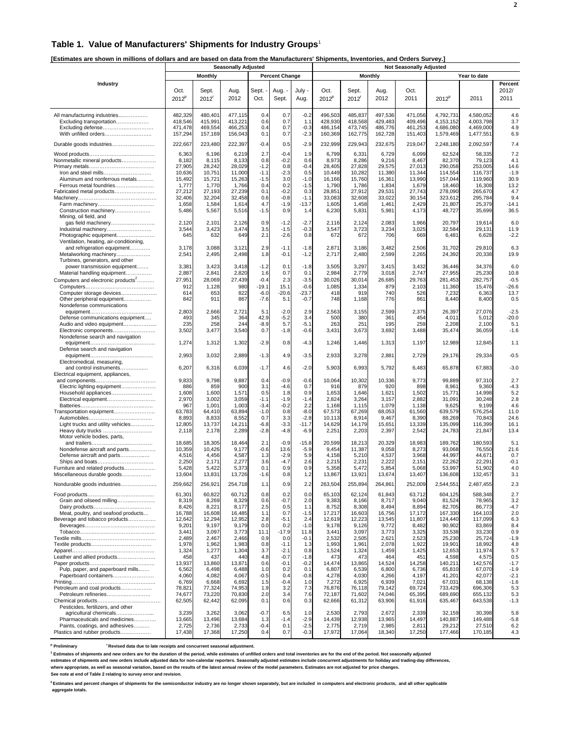## Table 1. Value of Manufacturers' Shipments for Industry Groups[1]

**[Estimates are shown in millions of dollars and are based on data from the Manufacturers' Shipments, Inventories, and Orders Survey.]**

| Industry | Seasonally Adjusted | | | | | | Not Seasonally Adjusted | | | | | | |
|---|---|---|---|---|---|---|---|---|---|---|---|---|---|
| | Monthly | | | Percent Change | | | Monthly | | | | Year to date | | |
| | Oct. 2012[p] | Sept. 2012[r] | Aug. 2012 | Sept. - Oct. | Aug. - Sept. | July - Aug. | Oct. 2012[p] | Sept. 2012[r] | Aug. 2012 | Oct. 2011 | 2012[p] | 2011 | Percent 2012/ 2011 |
| All manufacturing industries | 482,329 | 480,401 | 477,115 | 0.4 | 0.7 | -0.2 | 496,503 | 485,837 | 497,536 | 471,056 | 4,792,731 | 4,580,052 | 4.6 |
| Excluding transportation | 418,546 | 415,991 | 413,221 | 0.6 | 0.7 | 1.1 | 428,930 | 418,568 | 429,483 | 409,496 | 4,153,152 | 4,003,798 | 3.7 |
| Excluding defense | 471,478 | 469,554 | 466,253 | 0.4 | 0.7 | -0.3 | 486,154 | 473,745 | 486,776 | 461,253 | 4,686,080 | 4,469,000 | 4.9 |
| With unfilled orders | 157,294 | 157,169 | 156,043 | 0.1 | 0.7 | -2.3 | 160,369 | 162,775 | 162,728 | 151,403 | 1,579,469 | 1,477,551 | 6.9 |
| Durable goods industries | 222,667 | 223,480 | 222,397 | -0.4 | 0.5 | -2.9 | 232,999 | 229,943 | 232,675 | 219,047 | 2,248,180 | 2,092,597 | 7.4 |
| Wood products | 6,363 | 6,196 | 6,219 | 2.7 | -0.4 | 1.9 | 6,799 | 6,331 | 6,729 | 6,099 | 62,524 | 58,335 | 7.2 |
| Nonmetallic mineral products | 8,182 | 8,115 | 8,133 | 0.8 | -0.2 | 0.6 | 8,973 | 8,286 | 9,216 | 8,467 | 82,370 | 79,123 | 4.1 |
| Primary metals | 27,905 | 28,242 | 28,029 | -1.2 | 0.8 | -0.4 | 28,405 | 27,828 | 29,575 | 27,013 | 290,058 | 253,005 | 14.6 |
| Iron and steel mills | 10,636 | 10,751 | 11,000 | -1.1 | -2.3 | 0.5 | 10,449 | 10,282 | 11,380 | 11,344 | 114,554 | 116,737 | -1.9 |
| Aluminum and nonferrous metals | 15,492 | 15,721 | 15,263 | -1.5 | 3.0 | -1.0 | 16,166 | 15,760 | 16,361 | 13,990 | 157,044 | 119,960 | 30.9 |
| Ferrous metal foundries | 1,777 | 1,770 | 1,766 | 0.4 | 0.2 | -1.5 | 1,790 | 1,786 | 1,834 | 1,679 | 18,460 | 16,308 | 13.2 |
| Fabricated metal products | 27,212 | 27,193 | 27,239 | 0.1 | -0.2 | 0.3 | 28,851 | 27,912 | 29,531 | 27,743 | 278,090 | 265,670 | 4.7 |
| Machinery | 32,406 | 32,204 | 32,458 | 0.6 | -0.8 | -1.1 | 33,083 | 32,608 | 33,022 | 30,154 | 323,612 | 295,784 | 9.4 |
| Farm machinery | 1,658 | 1,584 | 1,614 | 4.7 | -1.9 | -13.7 | 1,605 | 1,458 | 1,461 | 2,429 | 21,807 | 25,379 | -14.1 |
| Construction machinery | 5,486 | 5,567 | 5,516 | -1.5 | 0.9 | 1.4 | 6,230 | 5,831 | 5,981 | 4,173 | 48,727 | 35,699 | 36.5 |
| Mining, oil field, and gas field machinery | 2,120 | 2,101 | 2,126 | 0.9 | -1.2 | -2.7 | 2,116 | 2,124 | 2,083 | 1,966 | 20,797 | 19,614 | 6.0 |
| Industrial machinery | 3,544 | 3,423 | 3,474 | 3.5 | -1.5 | -0.3 | 3,547 | 3,723 | 3,234 | 3,025 | 32,584 | 29,131 | 11.9 |
| Photographic equipment | 645 | 632 | 649 | 2.1 | -2.6 | 0.8 | 672 | 672 | 706 | 669 | 6,481 | 6,628 | -2.2 |
| Ventilation, heating, air-conditioning, and refrigeration equipment | 3,178 | 3,088 | 3,121 | 2.9 | -1.1 | -1.8 | 2,871 | 3,186 | 3,482 | 2,506 | 31,702 | 29,810 | 6.3 |
| Metalworking machinery | 2,541 | 2,495 | 2,498 | 1.8 | -0.1 | -1.2 | 2,717 | 2,480 | 2,599 | 2,265 | 24,392 | 20,338 | 19.9 |
| Turbines, generators, and other power transmission equipment | 3,381 | 3,423 | 3,418 | -1.2 | 0.1 | -1.8 | 3,505 | 3,297 | 3,415 | 3,432 | 36,446 | 34,376 | 6.0 |
| Material handling equipment | 2,887 | 2,841 | 2,820 | 1.6 | 0.7 | 0.1 | 2,984 | 2,779 | 3,018 | 2,747 | 27,955 | 25,230 | 10.8 |
| Computers and electronic products[2] | 27,951 | 28,069 | 27,439 | -0.4 | 2.3 | -3.5 | 30,026 | 30,014 | 26,685 | 29,763 | 281,453 | 282,757 | -0.5 |
| Computers | 912 | 1,128 | 980 | -19.1 | 15.1 | -0.6 | 1,085 | 1,334 | 879 | 2,103 | 11,360 | 15,476 | -26.6 |
| Computer storage devices | 614 | 653 | 822 | -6.0 | -20.6 | -23.7 | 418 | 919 | 740 | 526 | 7,232 | 6,363 | 13.7 |
| Other peripheral equipment | 842 | 911 | 867 | -7.6 | 5.1 | -0.7 | 748 | 1,168 | 776 | 861 | 8,440 | 8,400 | 0.5 |
| Nondefense communications equipment | 2,803 | 2,666 | 2,721 | 5.1 | -2.0 | 2.9 | 2,563 | 3,155 | 2,599 | 2,375 | 26,397 | 27,076 | -2.5 |
| Defense communications equipment | 493 | 345 | 364 | 42.9 | -5.2 | 3.4 | 500 | 380 | 361 | 454 | 4,011 | 5,012 | -20.0 |
| Audio and video equipment | 235 | 258 | 244 | -8.9 | 5.7 | -5.1 | 263 | 251 | 195 | 259 | 2,208 | 2,100 | 5.1 |
| Electronic components | 3,502 | 3,477 | 3,540 | 0.7 | -1.8 | -0.6 | 3,431 | 3,673 | 3,692 | 3,488 | 35,474 | 36,059 | -1.6 |
| Nondefense search and navigation equipment | 1,274 | 1,312 | 1,302 | -2.9 | 0.8 | -4.3 | 1,246 | 1,446 | 1,313 | 1,197 | 12,989 | 12,845 | 1.1 |
| Defense search and navigation equipment | 2,993 | 3,032 | 2,889 | -1.3 | 4.9 | -3.5 | 2,933 | 3,278 | 2,881 | 2,729 | 29,176 | 29,334 | -0.5 |
| Electromedical, measuring, and control instruments | 6,207 | 6,316 | 6,039 | -1.7 | 4.6 | -2.0 | 5,903 | 6,993 | 5,792 | 6,483 | 65,878 | 67,883 | -3.0 |
| Electrical equipment, appliances, and components | 9,833 | 9,798 | 9,887 | 0.4 | -0.9 | -0.6 | 10,064 | 10,302 | 10,336 | 9,773 | 99,889 | 97,310 | 2.7 |
| Electric lighting equipment | 886 | 859 | 900 | 3.1 | -4.6 | 0.7 | 916 | 879 | 920 | 898 | 8,961 | 9,360 | -4.3 |
| Household appliances | 1,608 | 1,600 | 1,571 | 0.5 | 1.8 | 0.9 | 1,653 | 1,646 | 1,621 | 1,502 | 15,771 | 14,998 | 5.2 |
| Electrical equipment | 2,970 | 3,002 | 3,059 | -1.1 | -1.9 | -1.4 | 2,824 | 3,264 | 3,157 | 2,882 | 31,091 | 30,248 | 2.8 |
| Batteries | 967 | 1,001 | 1,003 | -3.4 | -0.2 | 2.2 | 1,168 | 1,115 | 1,079 | 1,138 | 9,625 | 9,199 | 4.6 |
| Transportation equipment | 63,783 | 64,410 | 63,894 | -1.0 | 0.8 | -8.0 | 67,573 | 67,269 | 68,053 | 61,560 | 639,579 | 576,254 | 11.0 |
| Automobiles | 8,893 | 8,833 | 8,552 | 0.7 | 3.3 | -2.8 | 10,113 | 8,914 | 9,467 | 8,390 | 88,269 | 70,843 | 24.6 |
| Light trucks and utility vehicles | 12,805 | 13,737 | 14,211 | -6.8 | -3.3 | -11.7 | 14,629 | 14,179 | 15,651 | 13,339 | 135,099 | 116,399 | 16.1 |
| Heavy duty trucks | 2,118 | 2,178 | 2,289 | -2.8 | -4.8 | -6.9 | 2,251 | 2,203 | 2,397 | 2,542 | 24,783 | 21,847 | 13.4 |
| Motor vehicle bodies, parts, and trailers | 18,685 | 18,305 | 18,464 | 2.1 | -0.9 | -15.8 | 20,599 | 18,213 | 20,329 | 18,983 | 189,762 | 180,593 | 5.1 |
| Nondefense aircraft and parts | 10,359 | 10,426 | 9,177 | -0.6 | 13.6 | -5.9 | 9,454 | 11,387 | 9,058 | 8,273 | 93,068 | 76,550 | 21.6 |
| Defense aircraft and parts | 4,516 | 4,456 | 4,587 | 1.3 | -2.9 | 5.9 | 4,158 | 5,210 | 4,537 | 3,968 | 44,997 | 44,671 | 0.7 |
| Ships and boats | 2,250 | 2,171 | 2,277 | 3.6 | -4.7 | 2.6 | 2,215 | 2,231 | 2,222 | 2,151 | 22,262 | 22,291 | -0.1 |
| Furniture and related products | 5,428 | 5,422 | 5,373 | 0.1 | 0.9 | 0.9 | 5,358 | 5,472 | 5,854 | 5,068 | 53,997 | 51,902 | 4.0 |
| Miscellaneous durable goods | 13,604 | 13,831 | 13,726 | -1.6 | 0.8 | 1.2 | 13,867 | 13,921 | 13,674 | 13,407 | 136,608 | 132,457 | 3.1 |
| Nondurable goods industries | 259,662 | 256,921 | 254,718 | 1.1 | 0.9 | 2.2 | 263,504 | 255,894 | 264,861 | 252,009 | 2,544,551 | 2,487,455 | 2.3 |
| Food products | 61,301 | 60,822 | 60,712 | 0.8 | 0.2 | 0.0 | 65,103 | 62,124 | 61,843 | 63,712 | 604,125 | 588,348 | 2.7 |
| Grain and oilseed milling | 8,319 | 8,269 | 8,329 | 0.6 | -0.7 | 2.0 | 9,383 | 8,166 | 8,717 | 9,040 | 81,524 | 78,965 | 3.2 |
| Dairy products | 8,426 | 8,221 | 8,177 | 2.5 | 0.5 | 1.1 | 8,752 | 8,308 | 8,494 | 8,894 | 82,705 | 86,773 | -4.7 |
| Meat, poultry, and seafood products | 16,788 | 16,608 | 16,485 | 1.1 | 0.7 | -1.5 | 17,217 | 16,603 | 16,756 | 17,172 | 167,330 | 164,103 | 2.0 |
| Beverage and tobacco products | 12,642 | 12,294 | 12,952 | 2.8 | -5.1 | 2.4 | 12,619 | 12,223 | 13,545 | 11,807 | 124,440 | 117,099 | 6.3 |
| Beverages | 9,201 | 9,197 | 9,179 | 0.0 | 0.2 | -1.0 | 9,178 | 9,126 | 9,772 | 8,482 | 90,902 | 83,869 | 8.4 |
| Tobacco | 3,441 | 3,097 | 3,773 | 11.1 | -17.9 | 11.8 | 3,441 | 3,097 | 3,773 | 3,325 | 33,538 | 33,230 | 0.9 |
| Textile mills | 2,489 | 2,467 | 2,466 | 0.9 | 0.0 | -0.1 | 2,532 | 2,505 | 2,621 | 2,523 | 25,230 | 25,724 | -1.9 |
| Textile products | 1,978 | 1,962 | 1,983 | 0.8 | -1.1 | 1.3 | 1,993 | 1,961 | 2,078 | 1,922 | 19,901 | 18,992 | 4.8 |
| Apparel | 1,324 | 1,277 | 1,304 | 3.7 | -2.1 | 0.8 | 1,524 | 1,324 | 1,459 | 1,425 | 12,653 | 11,974 | 5.7 |
| Leather and allied products | 458 | 437 | 440 | 4.8 | -0.7 | -1.8 | 473 | 473 | 464 | 451 | 4,598 | 4,575 | 0.5 |
| Paper products | 13,937 | 13,860 | 13,871 | 0.6 | -0.1 | -0.2 | 14,474 | 13,865 | 14,524 | 14,258 | 140,211 | 142,576 | -1.7 |
| Pulp, paper, and paperboard mills | 6,562 | 6,498 | 6,488 | 1.0 | 0.2 | 0.1 | 6,807 | 6,539 | 6,800 | 6,736 | 65,810 | 67,070 | -1.9 |
| Paperboard containers | 4,060 | 4,082 | 4,067 | -0.5 | 0.4 | -0.8 | 4,278 | 4,030 | 4,266 | 4,197 | 41,201 | 42,077 | -2.1 |
| Printing | 6,769 | 6,668 | 6,692 | 1.5 | -0.4 | 1.0 | 7,272 | 6,925 | 6,939 | 7,021 | 67,031 | 68,138 | -1.6 |
| Petroleum and coal products | 78,821 | 77,324 | 74,953 | 1.9 | 3.2 | 7.3 | 76,876 | 76,118 | 79,142 | 69,724 | 733,429 | 696,306 | 5.3 |
| Petroleum refineries | 74,677 | 73,220 | 70,830 | 2.0 | 3.4 | 7.6 | 72,187 | 71,602 | 74,046 | 65,395 | 689,690 | 655,132 | 5.3 |
| Chemical products | 62,505 | 62,442 | 62,095 | 0.1 | 0.6 | 0.3 | 62,666 | 61,312 | 63,906 | 61,916 | 635,467 | 643,538 | -1.3 |
| Pesticides, fertilizers, and other agricultural chemicals | 3,239 | 3,262 | 3,062 | -0.7 | 6.5 | 1.0 | 2,530 | 2,793 | 2,672 | 2,339 | 32,159 | 30,398 | 5.8 |
| Pharmaceuticals and medicines | 13,665 | 13,496 | 13,684 | 1.3 | -1.4 | -2.9 | 14,439 | 12,938 | 13,965 | 14,497 | 140,887 | 149,488 | -5.8 |
| Paints, coatings, and adhesives | 2,725 | 2,736 | 2,733 | -0.4 | 0.1 | -2.5 | 2,775 | 2,719 | 2,985 | 2,811 | 29,212 | 27,510 | 6.2 |
| Plastics and rubber products | 17,438 | 17,368 | 17,250 | 0.4 | 0.7 | -0.3 | 17,972 | 17,064 | 18,340 | 17,250 | 177,466 | 170,185 | 4.3 |

**[p] Preliminary** **[r] Revised data due to late receipts and concurrent seasonal adjustment.**

**[1] Estimates of shipments and new orders are for the duration of the period, while estimates of unfilled orders and total inventories are for the end of the period. Not seasonally adjusted estimates of shipments and new orders include adjusted data for non-calendar reporters. Seasonally adjusted estimates include concurrent adjustments for holiday and trading-day differences, where appropriate, as well as seasonal variation, based on the results of the latest annual review of the model parameters. Estimates are not adjusted for price changes. See note at end of Table 2 relating to survey error and revision.**

**[2] Estimates and percent changes of shipments for the semiconductor industry are no longer shown separately, but are included in computers and electronic products, and all other applicable aggregate totals.**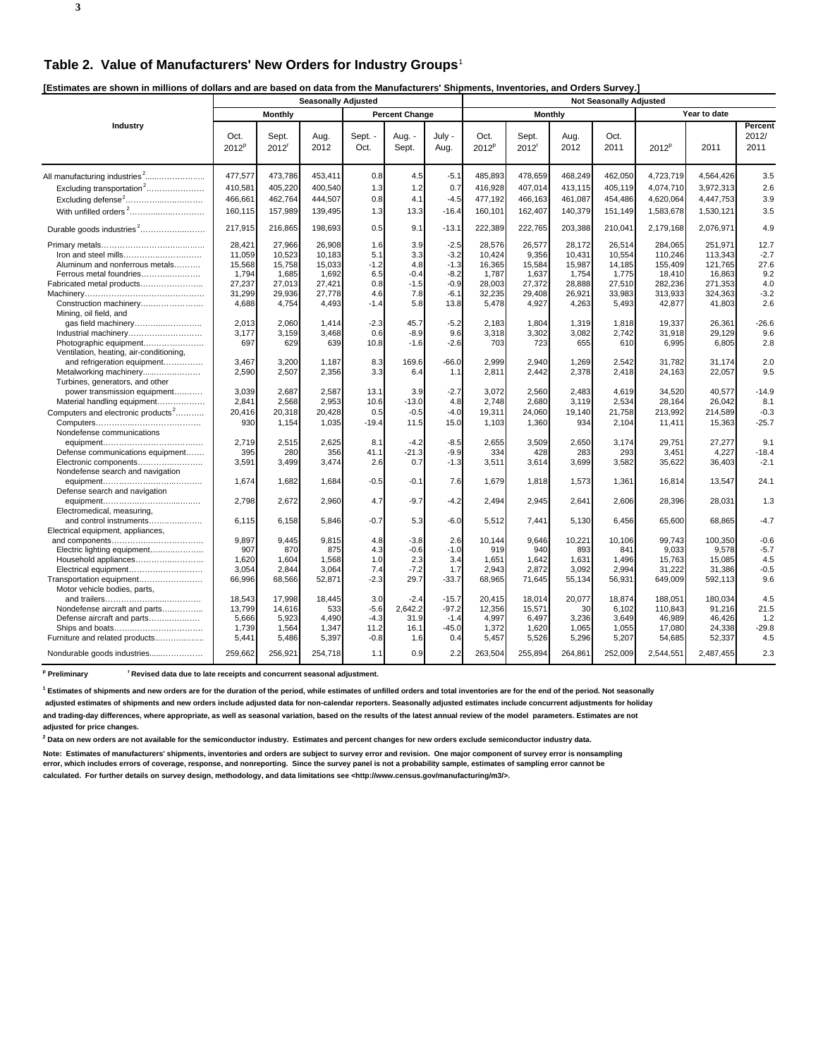## Table 2. Value of Manufacturers' New Orders for Industry Groups[1]

**[Estimates are shown in millions of dollars and are based on data from the Manufacturers' Shipments, Inventories, and Orders Survey.]**

| Industry | Seasonally Adjusted | | | | | | Not Seasonally Adjusted | | | | | | |
|---|---|---|---|---|---|---|---|---|---|---|---|---|---|
| | Monthly | | | Percent Change | | | Monthly | | | | Year to date | | |
| | Oct. 2012[p] | Sept. 2012[r] | Aug. 2012 | Sept. - Oct. | Aug. - Sept. | July - Aug. | Oct. 2012[p] | Sept. 2012[r] | Aug. 2012 | Oct. 2011 | 2012[p] | 2011 | Percent 2012/ 2011 |
| All manufacturing industries[2] | 477,577 | 473,786 | 453,411 | 0.8 | 4.5 | -5.1 | 485,893 | 478,659 | 468,249 | 462,050 | 4,723,719 | 4,564,426 | 3.5 |
| Excluding transportation[2] | 410,581 | 405,220 | 400,540 | 1.3 | 1.2 | 0.7 | 416,928 | 407,014 | 413,115 | 405,119 | 4,074,710 | 3,972,313 | 2.6 |
| Excluding defense[2] | 466,661 | 462,764 | 444,507 | 0.8 | 4.1 | -4.5 | 477,192 | 466,163 | 461,087 | 454,486 | 4,620,064 | 4,447,753 | 3.9 |
| With unfilled orders[2] | 160,115 | 157,989 | 139,495 | 1.3 | 13.3 | -16.4 | 160,101 | 162,407 | 140,379 | 151,149 | 1,583,678 | 1,530,121 | 3.5 |
| Durable goods industries[2] | 217,915 | 216,865 | 198,693 | 0.5 | 9.1 | -13.1 | 222,389 | 222,765 | 203,388 | 210,041 | 2,179,168 | 2,076,971 | 4.9 |
| Primary metals | 28,421 | 27,966 | 26,908 | 1.6 | 3.9 | -2.5 | 28,576 | 26,577 | 28,172 | 26,514 | 284,065 | 251,971 | 12.7 |
| Iron and steel mills | 11,059 | 10,523 | 10,183 | 5.1 | 3.3 | -3.2 | 10,424 | 9,356 | 10,431 | 10,554 | 110,246 | 113,343 | -2.7 |
| Aluminum and nonferrous metals | 15,568 | 15,758 | 15,033 | -1.2 | 4.8 | -1.3 | 16,365 | 15,584 | 15,987 | 14,185 | 155,409 | 121,765 | 27.6 |
| Ferrous metal foundries | 1,794 | 1,685 | 1,692 | 6.5 | -0.4 | -8.2 | 1,787 | 1,637 | 1,754 | 1,775 | 18,410 | 16,863 | 9.2 |
| Fabricated metal products | 27,237 | 27,013 | 27,421 | 0.8 | -1.5 | -0.9 | 28,003 | 27,372 | 28,888 | 27,510 | 282,236 | 271,353 | 4.0 |
| Machinery | 31,299 | 29,936 | 27,778 | 4.6 | 7.8 | -6.1 | 32,235 | 29,408 | 26,921 | 33,983 | 313,933 | 324,363 | -3.2 |
| Construction machinery | 4,688 | 4,754 | 4,493 | -1.4 | 5.8 | 13.8 | 5,478 | 4,927 | 4,263 | 5,493 | 42,877 | 41,803 | 2.6 |
| Mining, oil field, and gas field machinery | 2,013 | 2,060 | 1,414 | -2.3 | 45.7 | -5.2 | 2,183 | 1,804 | 1,319 | 1,818 | 19,337 | 26,361 | -26.6 |
| Industrial machinery | 3,177 | 3,159 | 3,468 | 0.6 | -8.9 | 9.6 | 3,318 | 3,302 | 3,082 | 2,742 | 31,918 | 29,129 | 9.6 |
| Photographic equipment | 697 | 629 | 639 | 10.8 | -1.6 | -2.6 | 703 | 723 | 655 | 610 | 6,995 | 6,805 | 2.8 |
| Ventilation, heating, air-conditioning, and refrigeration equipment | 3,467 | 3,200 | 1,187 | 8.3 | 169.6 | -66.0 | 2,999 | 2,940 | 1,269 | 2,542 | 31,782 | 31,174 | 2.0 |
| Metalworking machinery | 2,590 | 2,507 | 2,356 | 3.3 | 6.4 | 1.1 | 2,811 | 2,442 | 2,378 | 2,418 | 24,163 | 22,057 | 9.5 |
| Turbines, generators, and other power transmission equipment | 3,039 | 2,687 | 2,587 | 13.1 | 3.9 | -2.7 | 3,072 | 2,560 | 2,483 | 4,619 | 34,520 | 40,577 | -14.9 |
| Material handling equipment | 2,841 | 2,568 | 2,953 | 10.6 | -13.0 | 4.8 | 2,748 | 2,680 | 3,119 | 2,534 | 28,164 | 26,042 | 8.1 |
| Computers and electronic products[2] | 20,416 | 20,318 | 20,428 | 0.5 | -0.5 | -4.0 | 19,311 | 24,060 | 19,140 | 21,758 | 213,992 | 214,589 | -0.3 |
| Computers | 930 | 1,154 | 1,035 | -19.4 | 11.5 | 15.0 | 1,103 | 1,360 | 934 | 2,104 | 11,411 | 15,363 | -25.7 |
| Nondefense communications equipment | 2,719 | 2,515 | 2,625 | 8.1 | -4.2 | -8.5 | 2,655 | 3,509 | 2,650 | 3,174 | 29,751 | 27,277 | 9.1 |
| Defense communications equipment | 395 | 280 | 356 | 41.1 | -21.3 | -9.9 | 334 | 428 | 283 | 293 | 3,451 | 4,227 | -18.4 |
| Electronic components | 3,591 | 3,499 | 3,474 | 2.6 | 0.7 | -1.3 | 3,511 | 3,614 | 3,699 | 3,582 | 35,622 | 36,403 | -2.1 |
| Nondefense search and navigation equipment | 1,674 | 1,682 | 1,684 | -0.5 | -0.1 | 7.6 | 1,679 | 1,818 | 1,573 | 1,361 | 16,814 | 13,547 | 24.1 |
| Defense search and navigation equipment | 2,798 | 2,672 | 2,960 | 4.7 | -9.7 | -4.2 | 2,494 | 2,945 | 2,641 | 2,606 | 28,396 | 28,031 | 1.3 |
| Electromedical, measuring, and control instruments | 6,115 | 6,158 | 5,846 | -0.7 | 5.3 | -6.0 | 5,512 | 7,441 | 5,130 | 6,456 | 65,600 | 68,865 | -4.7 |
| Electrical equipment, appliances, and components | 9,897 | 9,445 | 9,815 | 4.8 | -3.8 | 2.6 | 10,144 | 9,646 | 10,221 | 10,106 | 99,743 | 100,350 | -0.6 |
| Electric lighting equipment | 907 | 870 | 875 | 4.3 | -0.6 | -1.0 | 919 | 940 | 893 | 841 | 9,033 | 9,578 | -5.7 |
| Household appliances | 1,620 | 1,604 | 1,568 | 1.0 | 2.3 | 3.4 | 1,651 | 1,642 | 1,631 | 1,496 | 15,763 | 15,085 | 4.5 |
| Electrical equipment | 3,054 | 2,844 | 3,064 | 7.4 | -7.2 | 1.7 | 2,943 | 2,872 | 3,092 | 2,994 | 31,222 | 31,386 | -0.5 |
| Transportation equipment | 66,996 | 68,566 | 52,871 | -2.3 | 29.7 | -33.7 | 68,965 | 71,645 | 55,134 | 56,931 | 649,009 | 592,113 | 9.6 |
| Motor vehicle bodies, parts, and trailers | 18,543 | 17,998 | 18,445 | 3.0 | -2.4 | -15.7 | 20,415 | 18,014 | 20,077 | 18,874 | 188,051 | 180,034 | 4.5 |
| Nondefense aircraft and parts | 13,799 | 14,616 | 533 | -5.6 | 2,642.2 | -97.2 | 12,356 | 15,571 | 30 | 6,102 | 110,843 | 91,216 | 21.5 |
| Defense aircraft and parts | 5,666 | 5,923 | 4,490 | -4.3 | 31.9 | -1.4 | 4,997 | 6,497 | 3,236 | 3,649 | 46,989 | 46,426 | 1.2 |
| Ships and boats | 1,739 | 1,564 | 1,347 | 11.2 | 16.1 | -45.0 | 1,372 | 1,620 | 1,065 | 1,055 | 17,080 | 24,338 | -29.8 |
| Furniture and related products | 5,441 | 5,486 | 5,397 | -0.8 | 1.6 | 0.4 | 5,457 | 5,526 | 5,296 | 5,207 | 54,685 | 52,337 | 4.5 |
| Nondurable goods industries | 259,662 | 256,921 | 254,718 | 1.1 | 0.9 | 2.2 | 263,504 | 255,894 | 264,861 | 252,009 | 2,544,551 | 2,487,455 | 2.3 |

**[p] Preliminary** **[r] Revised data due to late receipts and concurrent seasonal adjustment.**

**[1] Estimates of shipments and new orders are for the duration of the period, while estimates of unfilled orders and total inventories are for the end of the period. Not seasonally adjusted estimates of shipments and new orders include adjusted data for non-calendar reporters. Seasonally adjusted estimates include concurrent adjustments for holiday and trading-day differences, where appropriate, as well as seasonal variation, based on the results of the latest annual review of the model parameters. Estimates are not adjusted for price changes.**

**[2] Data on new orders are not available for the semiconductor industry. Estimates and percent changes for new orders exclude semiconductor industry data.**

**Note: Estimates of manufacturers' shipments, inventories and orders are subject to survey error and revision. One major component of survey error is nonsampling error, which includes errors of coverage, response, and nonreporting. Since the survey panel is not a probability sample, estimates of sampling error cannot be calculated. For further details on survey design, methodology, and data limitations see <http://www.census.gov/manufacturing/m3/>.**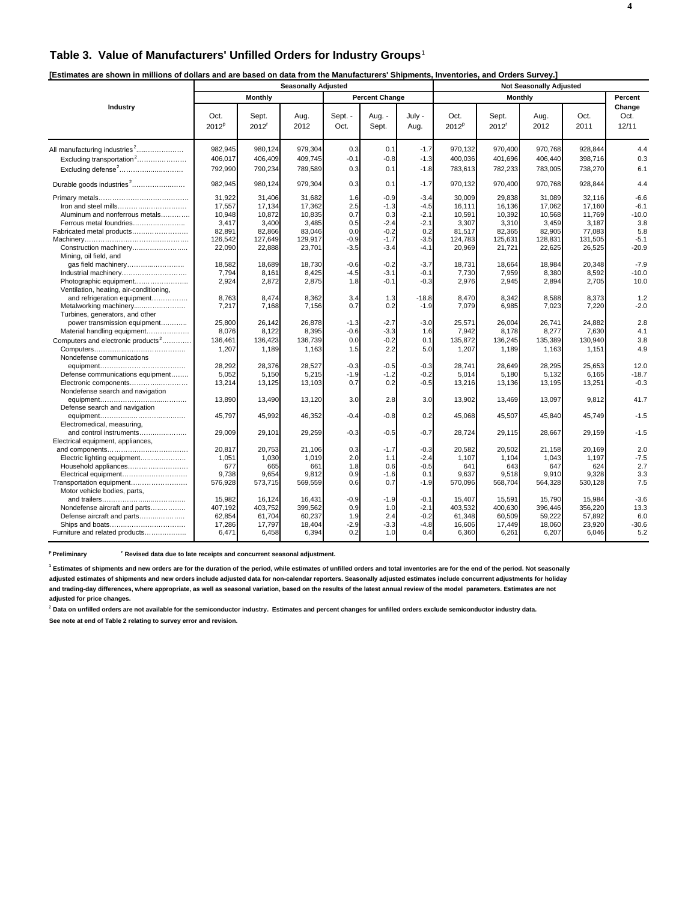## Table 3. Value of Manufacturers' Unfilled Orders for Industry Groups[1]

**[Estimates are shown in millions of dollars and are based on data from the Manufacturers' Shipments, Inventories, and Orders Survey.]**

| Industry | Seasonally Adjusted | | | | | | Not Seasonally Adjusted | | | | |
|---|---|---|---|---|---|---|---|---|---|---|---|
| | Monthly | | | Percent Change | | | Monthly | | | | Percent Change |
| | Oct. 2012[p] | Sept. 2012[r] | Aug. 2012 | Sept. - Oct. | Aug. - Sept. | July - Aug. | Oct. 2012[p] | Sept. 2012[r] | Aug. 2012 | Oct. 2011 | Oct. 12/11 |
| All manufacturing industries[2] | 982,945 | 980,124 | 979,304 | 0.3 | 0.1 | -1.7 | 970,132 | 970,400 | 970,768 | 928,844 | 4.4 |
| Excluding transportation[2] | 406,017 | 406,409 | 409,745 | -0.1 | -0.8 | -1.3 | 400,036 | 401,696 | 406,440 | 398,716 | 0.3 |
| Excluding defense[2] | 792,990 | 790,234 | 789,589 | 0.3 | 0.1 | -1.8 | 783,613 | 782,233 | 783,005 | 738,270 | 6.1 |
| Durable goods industries[2] | 982,945 | 980,124 | 979,304 | 0.3 | 0.1 | -1.7 | 970,132 | 970,400 | 970,768 | 928,844 | 4.4 |
| Primary metals | 31,922 | 31,406 | 31,682 | 1.6 | -0.9 | -3.4 | 30,009 | 29,838 | 31,089 | 32,116 | -6.6 |
| Iron and steel mills | 17,557 | 17,134 | 17,362 | 2.5 | -1.3 | -4.5 | 16,111 | 16,136 | 17,062 | 17,160 | -6.1 |
| Aluminum and nonferrous metals | 10,948 | 10,872 | 10,835 | 0.7 | 0.3 | -2.1 | 10,591 | 10,392 | 10,568 | 11,769 | -10.0 |
| Ferrous metal foundries | 3,417 | 3,400 | 3,485 | 0.5 | -2.4 | -2.1 | 3,307 | 3,310 | 3,459 | 3,187 | 3.8 |
| Fabricated metal products | 82,891 | 82,866 | 83,046 | 0.0 | -0.2 | 0.2 | 81,517 | 82,365 | 82,905 | 77,083 | 5.8 |
| Machinery | 126,542 | 127,649 | 129,917 | -0.9 | -1.7 | -3.5 | 124,783 | 125,631 | 128,831 | 131,505 | -5.1 |
| Construction machinery | 22,090 | 22,888 | 23,701 | -3.5 | -3.4 | -4.1 | 20,969 | 21,721 | 22,625 | 26,525 | -20.9 |
| Mining, oil field, and gas field machinery | 18,582 | 18,689 | 18,730 | -0.6 | -0.2 | -3.7 | 18,731 | 18,664 | 18,984 | 20,348 | -7.9 |
| Industrial machinery | 7,794 | 8,161 | 8,425 | -4.5 | -3.1 | -0.1 | 7,730 | 7,959 | 8,380 | 8,592 | -10.0 |
| Photographic equipment | 2,924 | 2,872 | 2,875 | 1.8 | -0.1 | -0.3 | 2,976 | 2,945 | 2,894 | 2,705 | 10.0 |
| Ventilation, heating, air-conditioning, and refrigeration equipment | 8,763 | 8,474 | 8,362 | 3.4 | 1.3 | -18.8 | 8,470 | 8,342 | 8,588 | 8,373 | 1.2 |
| Metalworking machinery | 7,217 | 7,168 | 7,156 | 0.7 | 0.2 | -1.9 | 7,079 | 6,985 | 7,023 | 7,220 | -2.0 |
| Turbines, generators, and other power transmission equipment | 25,800 | 26,142 | 26,878 | -1.3 | -2.7 | -3.0 | 25,571 | 26,004 | 26,741 | 24,882 | 2.8 |
| Material handling equipment | 8,076 | 8,122 | 8,395 | -0.6 | -3.3 | 1.6 | 7,942 | 8,178 | 8,277 | 7,630 | 4.1 |
| Computers and electronic products[2] | 136,461 | 136,423 | 136,739 | 0.0 | -0.2 | 0.1 | 135,872 | 136,245 | 135,389 | 130,940 | 3.8 |
| Computers | 1,207 | 1,189 | 1,163 | 1.5 | 2.2 | 5.0 | 1,207 | 1,189 | 1,163 | 1,151 | 4.9 |
| Nondefense communications equipment | 28,292 | 28,376 | 28,527 | -0.3 | -0.5 | -0.3 | 28,741 | 28,649 | 28,295 | 25,653 | 12.0 |
| Defense communications equipment | 5,052 | 5,150 | 5,215 | -1.9 | -1.2 | -0.2 | 5,014 | 5,180 | 5,132 | 6,165 | -18.7 |
| Electronic components | 13,214 | 13,125 | 13,103 | 0.7 | 0.2 | -0.5 | 13,216 | 13,136 | 13,195 | 13,251 | -0.3 |
| Nondefense search and navigation equipment | 13,890 | 13,490 | 13,120 | 3.0 | 2.8 | 3.0 | 13,902 | 13,469 | 13,097 | 9,812 | 41.7 |
| Defense search and navigation equipment | 45,797 | 45,992 | 46,352 | -0.4 | -0.8 | 0.2 | 45,068 | 45,507 | 45,840 | 45,749 | -1.5 |
| Electromedical, measuring, and control instruments | 29,009 | 29,101 | 29,259 | -0.3 | -0.5 | -0.7 | 28,724 | 29,115 | 28,667 | 29,159 | -1.5 |
| Electrical equipment, appliances, and components | 20,817 | 20,753 | 21,106 | 0.3 | -1.7 | -0.3 | 20,582 | 20,502 | 21,158 | 20,169 | 2.0 |
| Electric lighting equipment | 1,051 | 1,030 | 1,019 | 2.0 | 1.1 | -2.4 | 1,107 | 1,104 | 1,043 | 1,197 | -7.5 |
| Household appliances | 677 | 665 | 661 | 1.8 | 0.6 | -0.5 | 641 | 643 | 647 | 624 | 2.7 |
| Electrical equipment | 9,738 | 9,654 | 9,812 | 0.9 | -1.6 | 0.1 | 9,637 | 9,518 | 9,910 | 9,328 | 3.3 |
| Transportation equipment | 576,928 | 573,715 | 569,559 | 0.6 | 0.7 | -1.9 | 570,096 | 568,704 | 564,328 | 530,128 | 7.5 |
| Motor vehicle bodies, parts, and trailers | 15,982 | 16,124 | 16,431 | -0.9 | -1.9 | -0.1 | 15,407 | 15,591 | 15,790 | 15,984 | -3.6 |
| Nondefense aircraft and parts | 407,192 | 403,752 | 399,562 | 0.9 | 1.0 | -2.1 | 403,532 | 400,630 | 396,446 | 356,220 | 13.3 |
| Defense aircraft and parts | 62,854 | 61,704 | 60,237 | 1.9 | 2.4 | -0.2 | 61,348 | 60,509 | 59,222 | 57,892 | 6.0 |
| Ships and boats | 17,286 | 17,797 | 18,404 | -2.9 | -3.3 | -4.8 | 16,606 | 17,449 | 18,060 | 23,920 | -30.6 |
| Furniture and related products | 6,471 | 6,458 | 6,394 | 0.2 | 1.0 | 0.4 | 6,360 | 6,261 | 6,207 | 6,046 | 5.2 |

[p] Preliminary  [r] Revised data due to late receipts and concurrent seasonal adjustment.

[1] Estimates of shipments and new orders are for the duration of the period, while estimates of unfilled orders and total inventories are for the end of the period. Not seasonally adjusted estimates of shipments and new orders include adjusted data for non-calendar reporters. Seasonally adjusted estimates include concurrent adjustments for holiday and trading-day differences, where appropriate, as well as seasonal variation, based on the results of the latest annual review of the model parameters. Estimates are not adjusted for price changes.

[2] Data on unfilled orders are not available for the semiconductor industry. Estimates and percent changes for unfilled orders exclude semiconductor industry data.

See note at end of Table 2 relating to survey error and revision.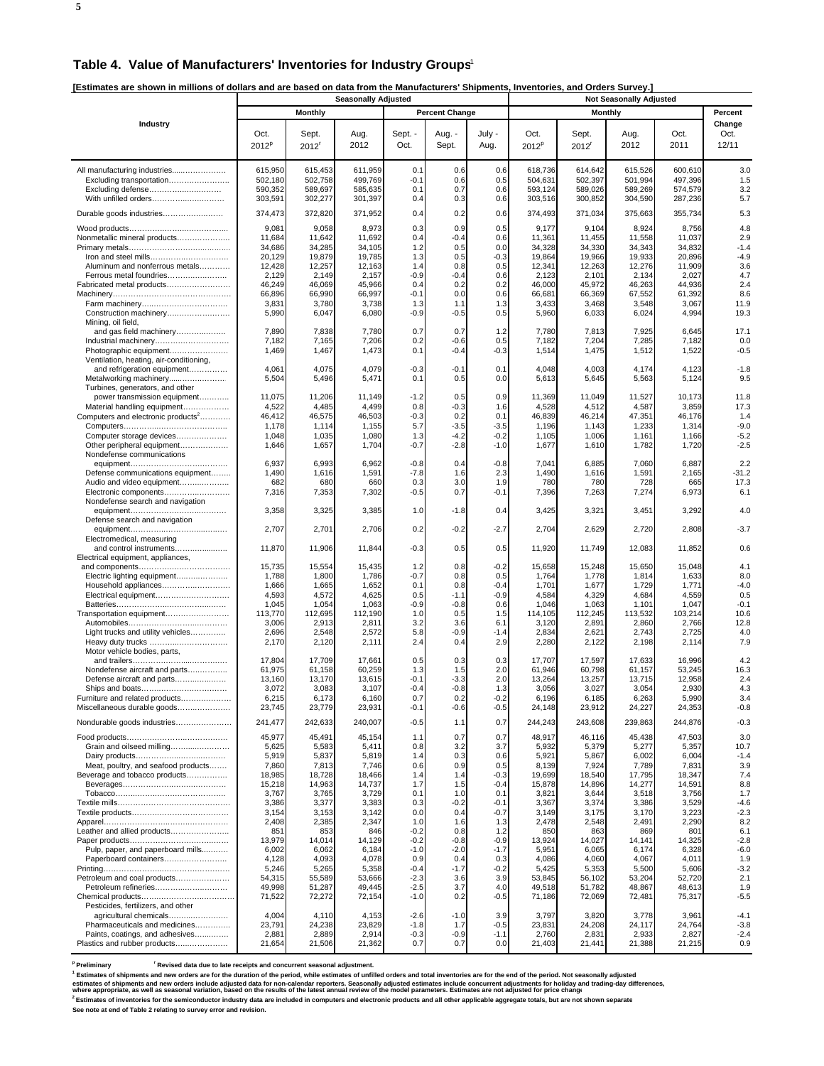## Table 4. Value of Manufacturers' Inventories for Industry Groups[1]

**[Estimates are shown in millions of dollars and are based on data from the Manufacturers' Shipments, Inventories, and Orders Survey.]**

| Industry | Seasonally Adjusted | | | | | | Not Seasonally Adjusted | | | | |
|---|---|---|---|---|---|---|---|---|---|---|---|
| | Monthly | | | Percent Change | | | Monthly | | | | Percent Change |
| | Oct. 2012[p] | Sept. 2012[r] | Aug. 2012 | Sept. - Oct. | Aug. - Sept. | July - Aug. | Oct. 2012[p] | Sept. 2012[r] | Aug. 2012 | Oct. 2011 | Oct. 12/11 |
| All manufacturing industries | 615,950 | 615,453 | 611,959 | 0.1 | 0.6 | 0.6 | 618,736 | 614,642 | 615,526 | 600,610 | 3.0 |
| Excluding transportation | 502,180 | 502,758 | 499,769 | -0.1 | 0.6 | 0.5 | 504,631 | 502,397 | 501,994 | 497,396 | 1.5 |
| Excluding defense | 590,352 | 589,697 | 585,635 | 0.1 | 0.7 | 0.6 | 593,124 | 589,026 | 589,269 | 574,579 | 3.2 |
| With unfilled orders | 303,591 | 302,277 | 301,397 | 0.4 | 0.3 | 0.6 | 303,516 | 300,852 | 304,590 | 287,236 | 5.7 |
| Durable goods industries | 374,473 | 372,820 | 371,952 | 0.4 | 0.2 | 0.6 | 374,493 | 371,034 | 375,663 | 355,734 | 5.3 |
| Wood products | 9,081 | 9,058 | 8,973 | 0.3 | 0.9 | 0.5 | 9,177 | 9,104 | 8,924 | 8,756 | 4.8 |
| Nonmetallic mineral products | 11,684 | 11,642 | 11,692 | 0.4 | -0.4 | 0.6 | 11,361 | 11,455 | 11,558 | 11,037 | 2.9 |
| Primary metals | 34,686 | 34,285 | 34,105 | 1.2 | 0.5 | 0.0 | 34,328 | 34,330 | 34,343 | 34,832 | -1.4 |
| Iron and steel mills | 20,129 | 19,879 | 19,785 | 1.3 | 0.5 | -0.3 | 19,864 | 19,966 | 19,933 | 20,896 | -4.9 |
| Aluminum and nonferrous metals | 12,428 | 12,257 | 12,163 | 1.4 | 0.8 | 0.5 | 12,341 | 12,263 | 12,276 | 11,909 | 3.6 |
| Ferrous metal foundries | 2,129 | 2,149 | 2,157 | -0.9 | -0.4 | 0.6 | 2,123 | 2,101 | 2,134 | 2,027 | 4.7 |
| Fabricated metal products | 46,249 | 46,069 | 45,966 | 0.4 | 0.2 | 0.2 | 46,000 | 45,972 | 46,263 | 44,936 | 2.4 |
| Machinery | 66,896 | 66,990 | 66,997 | -0.1 | 0.0 | 0.6 | 66,681 | 66,369 | 67,552 | 61,392 | 8.6 |
| Farm machinery | 3,831 | 3,780 | 3,738 | 1.3 | 1.1 | 1.3 | 3,433 | 3,468 | 3,548 | 3,067 | 11.9 |
| Construction machinery | 5,990 | 6,047 | 6,080 | -0.9 | -0.5 | 0.5 | 5,960 | 6,033 | 6,024 | 4,994 | 19.3 |
| Mining, oil field, and gas field machinery | 7,890 | 7,838 | 7,780 | 0.7 | 0.7 | 1.2 | 7,780 | 7,813 | 7,925 | 6,645 | 17.1 |
| Industrial machinery | 7,182 | 7,165 | 7,206 | 0.2 | -0.6 | 0.5 | 7,182 | 7,204 | 7,285 | 7,182 | 0.0 |
| Photographic equipment | 1,469 | 1,467 | 1,473 | 0.1 | -0.4 | -0.3 | 1,514 | 1,475 | 1,512 | 1,522 | -0.5 |
| Ventilation, heating, air-conditioning, and refrigeration equipment | 4,061 | 4,075 | 4,079 | -0.3 | -0.1 | 0.1 | 4,048 | 4,003 | 4,174 | 4,123 | -1.8 |
| Metalworking machinery | 5,504 | 5,496 | 5,471 | 0.1 | 0.5 | 0.0 | 5,613 | 5,645 | 5,563 | 5,124 | 9.5 |
| Turbines, generators, and other power transmission equipment | 11,075 | 11,206 | 11,149 | -1.2 | 0.5 | 0.9 | 11,369 | 11,049 | 11,527 | 10,173 | 11.8 |
| Material handling equipment | 4,522 | 4,485 | 4,499 | 0.8 | -0.3 | 1.6 | 4,528 | 4,512 | 4,587 | 3,859 | 17.3 |
| Computers and electronic products[2] | 46,412 | 46,575 | 46,503 | -0.3 | 0.2 | 0.1 | 46,839 | 46,214 | 47,351 | 46,176 | 1.4 |
| Computers | 1,178 | 1,114 | 1,155 | 5.7 | -3.5 | -3.5 | 1,196 | 1,143 | 1,233 | 1,314 | -9.0 |
| Computer storage devices | 1,048 | 1,035 | 1,080 | 1.3 | -4.2 | -0.2 | 1,105 | 1,006 | 1,161 | 1,166 | -5.2 |
| Other peripheral equipment | 1,646 | 1,657 | 1,704 | -0.7 | -2.8 | -1.0 | 1,677 | 1,610 | 1,782 | 1,720 | -2.5 |
| Nondefense communications equipment | 6,937 | 6,993 | 6,962 | -0.8 | 0.4 | -0.8 | 7,041 | 6,885 | 7,060 | 6,887 | 2.2 |
| Defense communications equipment | 1,490 | 1,616 | 1,591 | -7.8 | 1.6 | 2.3 | 1,490 | 1,616 | 1,591 | 2,165 | -31.2 |
| Audio and video equipment | 682 | 680 | 660 | 0.3 | 3.0 | 1.9 | 780 | 780 | 728 | 665 | 17.3 |
| Electronic components | 7,316 | 7,353 | 7,302 | -0.5 | 0.7 | -0.1 | 7,396 | 7,263 | 7,274 | 6,973 | 6.1 |
| Nondefense search and navigation equipment | 3,358 | 3,325 | 3,385 | 1.0 | -1.8 | 0.4 | 3,425 | 3,321 | 3,451 | 3,292 | 4.0 |
| Defense search and navigation equipment | 2,707 | 2,701 | 2,706 | 0.2 | -0.2 | -2.7 | 2,704 | 2,629 | 2,720 | 2,808 | -3.7 |
| Electromedical, measuring and control instruments | 11,870 | 11,906 | 11,844 | -0.3 | 0.5 | 0.5 | 11,920 | 11,749 | 12,083 | 11,852 | 0.6 |
| Electrical equipment, appliances, and components | 15,735 | 15,554 | 15,435 | 1.2 | 0.8 | -0.2 | 15,658 | 15,248 | 15,650 | 15,048 | 4.1 |
| Electric lighting equipment | 1,788 | 1,800 | 1,786 | -0.7 | 0.8 | 0.5 | 1,764 | 1,778 | 1,814 | 1,633 | 8.0 |
| Household appliances | 1,666 | 1,665 | 1,652 | 0.1 | 0.8 | -0.4 | 1,701 | 1,677 | 1,729 | 1,771 | -4.0 |
| Electrical equipment | 4,593 | 4,572 | 4,625 | 0.5 | -1.1 | -0.9 | 4,584 | 4,329 | 4,684 | 4,559 | 0.5 |
| Batteries | 1,045 | 1,054 | 1,063 | -0.9 | -0.8 | 0.6 | 1,046 | 1,063 | 1,101 | 1,047 | -0.1 |
| Transportation equipment | 113,770 | 112,695 | 112,190 | 1.0 | 0.5 | 1.5 | 114,105 | 112,245 | 113,532 | 103,214 | 10.6 |
| Automobiles | 3,006 | 2,913 | 2,811 | 3.2 | 3.6 | 6.1 | 3,120 | 2,891 | 2,860 | 2,766 | 12.8 |
| Light trucks and utility vehicles | 2,696 | 2,548 | 2,572 | 5.8 | -0.9 | -1.4 | 2,834 | 2,621 | 2,743 | 2,725 | 4.0 |
| Heavy duty trucks | 2,170 | 2,120 | 2,111 | 2.4 | 0.4 | 2.9 | 2,280 | 2,122 | 2,198 | 2,114 | 7.9 |
| Motor vehicle bodies, parts, and trailers | 17,804 | 17,709 | 17,661 | 0.5 | 0.3 | 0.3 | 17,707 | 17,597 | 17,633 | 16,996 | 4.2 |
| Nondefense aircraft and parts | 61,975 | 61,158 | 60,259 | 1.3 | 1.5 | 2.0 | 61,946 | 60,798 | 61,157 | 53,245 | 16.3 |
| Defense aircraft and parts | 13,160 | 13,170 | 13,615 | -0.1 | -3.3 | 2.0 | 13,264 | 13,257 | 13,715 | 12,958 | 2.4 |
| Ships and boats | 3,072 | 3,083 | 3,107 | -0.4 | -0.8 | 1.3 | 3,056 | 3,027 | 3,054 | 2,930 | 4.3 |
| Furniture and related products | 6,215 | 6,173 | 6,160 | 0.7 | 0.2 | -0.2 | 6,196 | 6,185 | 6,263 | 5,990 | 3.4 |
| Miscellaneous durable goods | 23,745 | 23,779 | 23,931 | -0.1 | -0.6 | -0.5 | 24,148 | 23,912 | 24,227 | 24,353 | -0.8 |
| Nondurable goods industries | 241,477 | 242,633 | 240,007 | -0.5 | 1.1 | 0.7 | 244,243 | 243,608 | 239,863 | 244,876 | -0.3 |
| Food products | 45,977 | 45,491 | 45,154 | 1.1 | 0.7 | 0.7 | 48,917 | 46,116 | 45,438 | 47,503 | 3.0 |
| Grain and oilseed milling | 5,625 | 5,583 | 5,411 | 0.8 | 3.2 | 3.7 | 5,932 | 5,379 | 5,277 | 5,357 | 10.7 |
| Dairy products | 5,919 | 5,837 | 5,819 | 1.4 | 0.3 | 0.6 | 5,921 | 5,867 | 6,002 | 6,004 | -1.4 |
| Meat, poultry, and seafood products | 7,860 | 7,813 | 7,746 | 0.6 | 0.9 | 0.5 | 8,139 | 7,924 | 7,789 | 7,831 | 3.9 |
| Beverage and tobacco products | 18,985 | 18,728 | 18,466 | 1.4 | 1.4 | -0.3 | 19,699 | 18,540 | 17,795 | 18,347 | 7.4 |
| Beverages | 15,218 | 14,963 | 14,737 | 1.7 | 1.5 | -0.4 | 15,878 | 14,896 | 14,277 | 14,591 | 8.8 |
| Tobacco | 3,767 | 3,765 | 3,729 | 0.1 | 1.0 | 0.1 | 3,821 | 3,644 | 3,518 | 3,756 | 1.7 |
| Textile mills | 3,386 | 3,377 | 3,383 | 0.3 | -0.2 | -0.1 | 3,367 | 3,374 | 3,386 | 3,529 | -4.6 |
| Textile products | 3,154 | 3,153 | 3,142 | 0.0 | 0.4 | -0.7 | 3,149 | 3,175 | 3,170 | 3,223 | -2.3 |
| Apparel | 2,408 | 2,385 | 2,347 | 1.0 | 1.6 | 1.3 | 2,478 | 2,548 | 2,491 | 2,290 | 8.2 |
| Leather and allied products | 851 | 853 | 846 | -0.2 | 0.8 | 1.2 | 850 | 863 | 869 | 801 | 6.1 |
| Paper products | 13,979 | 14,014 | 14,129 | -0.2 | -0.8 | -0.9 | 13,924 | 14,027 | 14,141 | 14,325 | -2.8 |
| Pulp, paper, and paperboard mills | 6,002 | 6,062 | 6,184 | -1.0 | -2.0 | -1.7 | 5,951 | 6,065 | 6,174 | 6,328 | -6.0 |
| Paperboard containers | 4,128 | 4,093 | 4,078 | 0.9 | 0.4 | 0.3 | 4,086 | 4,060 | 4,067 | 4,011 | 1.9 |
| Printing | 5,246 | 5,265 | 5,358 | -0.4 | -1.7 | -0.2 | 5,425 | 5,353 | 5,500 | 5,606 | -3.2 |
| Petroleum and coal products | 54,315 | 55,589 | 53,666 | -2.3 | 3.6 | 3.9 | 53,845 | 56,102 | 53,204 | 52,720 | 2.1 |
| Petroleum refineries | 49,998 | 51,287 | 49,445 | -2.5 | 3.7 | 4.0 | 49,518 | 51,782 | 48,867 | 48,613 | 1.9 |
| Chemical products | 71,522 | 72,272 | 72,154 | -1.0 | 0.2 | -0.5 | 71,186 | 72,069 | 72,481 | 75,317 | -5.5 |
| Pesticides, fertilizers, and other agricultural chemicals | 4,004 | 4,110 | 4,153 | -2.6 | -1.0 | 3.9 | 3,797 | 3,820 | 3,778 | 3,961 | -4.1 |
| Pharmaceuticals and medicines | 23,791 | 24,238 | 23,829 | -1.8 | 1.7 | -0.5 | 23,831 | 24,208 | 24,117 | 24,764 | -3.8 |
| Paints, coatings, and adhesives | 2,881 | 2,889 | 2,914 | -0.3 | -0.9 | -1.1 | 2,760 | 2,831 | 2,933 | 2,827 | -2.4 |
| Plastics and rubber products | 21,654 | 21,506 | 21,362 | 0.7 | 0.7 | 0.0 | 21,403 | 21,441 | 21,388 | 21,215 | 0.9 |

[p] Preliminary [r] Revised data due to late receipts and concurrent seasonal adjustment.

[1] Estimates of shipments and new orders are for the duration of the period, while estimates of unfilled orders and total inventories are for the end of the period. Not seasonally adjusted estimates of shipments and new orders include adjusted data for non-calendar reporters. Seasonally adjusted estimates include concurrent adjustments for holiday and trading-day differences, where appropriate, as well as seasonal variation, based on the results of the latest annual review of the model parameters. Estimates are not adjusted for price change

[2] Estimates of inventories for the semiconductor industry data are included in computers and electronic products and all other applicable aggregate totals, but are not shown separate

See note at end of Table 2 relating to survey error and revision.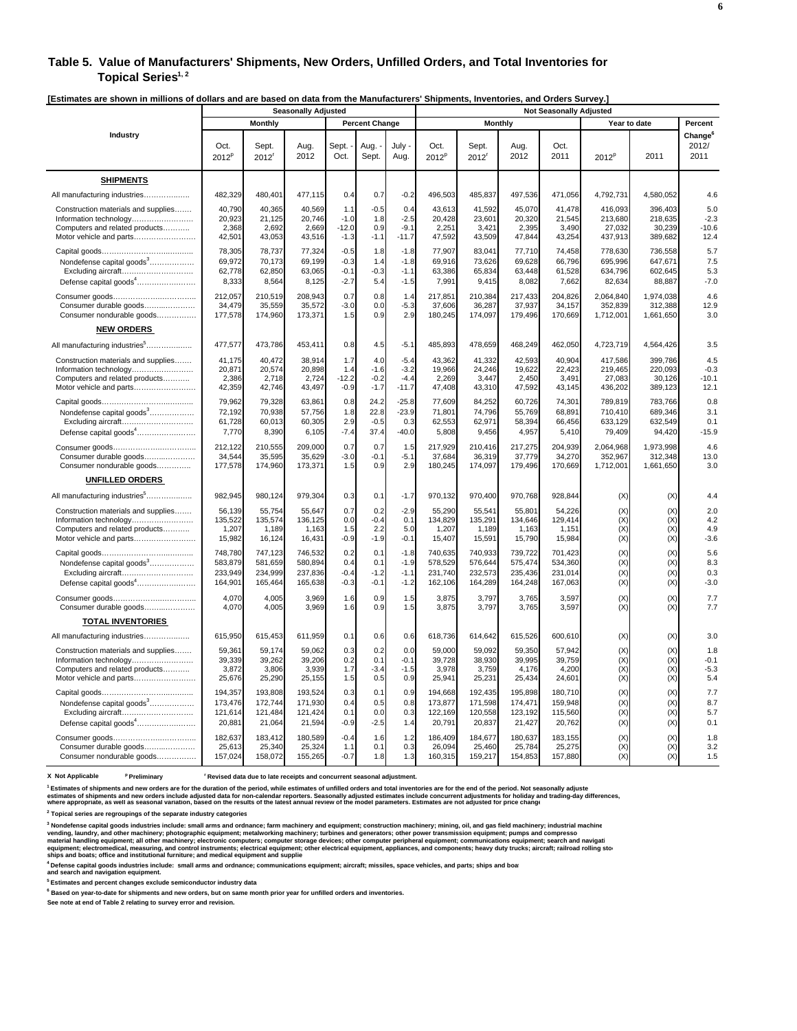## Table 5. Value of Manufacturers' Shipments, New Orders, Unfilled Orders, and Total Inventories for Topical Series[1, 2]

**[Estimates are shown in millions of dollars and are based on data from the Manufacturers' Shipments, Inventories, and Orders Survey.]**

| Industry | Seasonally Adjusted | | | | | | Not Seasonally Adjusted | | | | | | |
|---|---|---|---|---|---|---|---|---|---|---|---|---|---|
| | Monthly | | | Percent Change | | | Monthly | | | | Year to date | | Percent |
| | Oct. 2012[p] | Sept. 2012[r] | Aug. 2012 | Sept. - Oct. | Aug. - Sept. | July - Aug. | Oct. 2012[p] | Sept. 2012[r] | Aug. 2012 | Oct. 2011 | 2012[p] | 2011 | Change[6] 2012/ 2011 |
| **SHIPMENTS** | | | | | | | | | | | | | |
| All manufacturing industries | 482,329 | 480,401 | 477,115 | 0.4 | 0.7 | -0.2 | 496,503 | 485,837 | 497,536 | 471,056 | 4,792,731 | 4,580,052 | 4.6 |
| Construction materials and supplies | 40,790 | 40,365 | 40,569 | 1.1 | -0.5 | 0.4 | 43,613 | 41,592 | 45,070 | 41,478 | 416,093 | 396,403 | 5.0 |
| Information technology | 20,923 | 21,125 | 20,746 | -1.0 | 1.8 | -2.5 | 20,428 | 23,601 | 20,320 | 21,545 | 213,680 | 218,635 | -2.3 |
| Computers and related products | 2,368 | 2,692 | 2,669 | -12.0 | 0.9 | -9.1 | 2,251 | 3,421 | 2,395 | 3,490 | 27,032 | 30,239 | -10.6 |
| Motor vehicle and parts | 42,501 | 43,053 | 43,516 | -1.3 | -1.1 | -11.7 | 47,592 | 43,509 | 47,844 | 43,254 | 437,913 | 389,682 | 12.4 |
| Capital goods | 78,305 | 78,737 | 77,324 | -0.5 | 1.8 | -1.8 | 77,907 | 83,041 | 77,710 | 74,458 | 778,630 | 736,558 | 5.7 |
| Nondefense capital goods[3] | 69,972 | 70,173 | 69,199 | -0.3 | 1.4 | -1.8 | 69,916 | 73,626 | 69,628 | 66,796 | 695,996 | 647,671 | 7.5 |
| Excluding aircraft | 62,778 | 62,850 | 63,065 | -0.1 | -0.3 | -1.1 | 63,386 | 65,834 | 63,448 | 61,528 | 634,796 | 602,645 | 5.3 |
| Defense capital goods[4] | 8,333 | 8,564 | 8,125 | -2.7 | 5.4 | -1.5 | 7,991 | 9,415 | 8,082 | 7,662 | 82,634 | 88,887 | -7.0 |
| Consumer goods | 212,057 | 210,519 | 208,943 | 0.7 | 0.8 | 1.4 | 217,851 | 210,384 | 217,433 | 204,826 | 2,064,840 | 1,974,038 | 4.6 |
| Consumer durable goods | 34,479 | 35,559 | 35,572 | -3.0 | 0.0 | -5.3 | 37,606 | 36,287 | 37,937 | 34,157 | 352,839 | 312,388 | 12.9 |
| Consumer nondurable goods | 177,578 | 174,960 | 173,371 | 1.5 | 0.9 | 2.9 | 180,245 | 174,097 | 179,496 | 170,669 | 1,712,001 | 1,661,650 | 3.0 |
| **NEW ORDERS** | | | | | | | | | | | | | |
| All manufacturing industries[5] | 477,577 | 473,786 | 453,411 | 0.8 | 4.5 | -5.1 | 485,893 | 478,659 | 468,249 | 462,050 | 4,723,719 | 4,564,426 | 3.5 |
| Construction materials and supplies | 41,175 | 40,472 | 38,914 | 1.7 | 4.0 | -5.4 | 43,362 | 41,332 | 42,593 | 40,904 | 417,586 | 399,786 | 4.5 |
| Information technology | 20,871 | 20,574 | 20,898 | 1.4 | -1.6 | -3.2 | 19,966 | 24,246 | 19,622 | 22,423 | 219,465 | 220,093 | -0.3 |
| Computers and related products | 2,386 | 2,718 | 2,724 | -12.2 | -0.2 | -4.4 | 2,269 | 3,447 | 2,450 | 3,491 | 27,083 | 30,126 | -10.1 |
| Motor vehicle and parts | 42,359 | 42,746 | 43,497 | -0.9 | -1.7 | -11.7 | 47,408 | 43,310 | 47,592 | 43,145 | 436,202 | 389,123 | 12.1 |
| Capital goods | 79,962 | 79,328 | 63,861 | 0.8 | 24.2 | -25.8 | 77,609 | 84,252 | 60,726 | 74,301 | 789,819 | 783,766 | 0.8 |
| Nondefense capital goods[3] | 72,192 | 70,938 | 57,756 | 1.8 | 22.8 | -23.9 | 71,801 | 74,796 | 55,769 | 68,891 | 710,410 | 689,346 | 3.1 |
| Excluding aircraft | 61,728 | 60,013 | 60,305 | 2.9 | -0.5 | 0.3 | 62,553 | 62,971 | 58,394 | 66,456 | 633,129 | 632,549 | 0.1 |
| Defense capital goods[4] | 7,770 | 8,390 | 6,105 | -7.4 | 37.4 | -40.0 | 5,808 | 9,456 | 4,957 | 5,410 | 79,409 | 94,420 | -15.9 |
| Consumer goods | 212,122 | 210,555 | 209,000 | 0.7 | 0.7 | 1.5 | 217,929 | 210,416 | 217,275 | 204,939 | 2,064,968 | 1,973,998 | 4.6 |
| Consumer durable goods | 34,544 | 35,595 | 35,629 | -3.0 | -0.1 | -5.1 | 37,684 | 36,319 | 37,779 | 34,270 | 352,967 | 312,348 | 13.0 |
| Consumer nondurable goods | 177,578 | 174,960 | 173,371 | 1.5 | 0.9 | 2.9 | 180,245 | 174,097 | 179,496 | 170,669 | 1,712,001 | 1,661,650 | 3.0 |
| **UNFILLED ORDERS** | | | | | | | | | | | | | |
| All manufacturing industries[5] | 982,945 | 980,124 | 979,304 | 0.3 | 0.1 | -1.7 | 970,132 | 970,400 | 970,768 | 928,844 | (X) | (X) | 4.4 |
| Construction materials and supplies | 56,139 | 55,754 | 55,647 | 0.7 | 0.2 | -2.9 | 55,290 | 55,541 | 55,801 | 54,226 | (X) | (X) | 2.0 |
| Information technology | 135,522 | 135,574 | 136,125 | 0.0 | -0.4 | 0.1 | 134,829 | 135,291 | 134,646 | 129,414 | (X) | (X) | 4.2 |
| Computers and related products | 1,207 | 1,189 | 1,163 | 1.5 | 2.2 | 5.0 | 1,207 | 1,189 | 1,163 | 1,151 | (X) | (X) | 4.9 |
| Motor vehicle and parts | 15,982 | 16,124 | 16,431 | -0.9 | -1.9 | -0.1 | 15,407 | 15,591 | 15,790 | 15,984 | (X) | (X) | -3.6 |
| Capital goods | 748,780 | 747,123 | 746,532 | 0.2 | 0.1 | -1.8 | 740,635 | 740,933 | 739,722 | 701,423 | (X) | (X) | 5.6 |
| Nondefense capital goods[3] | 583,879 | 581,659 | 580,894 | 0.4 | 0.1 | -1.9 | 578,529 | 576,644 | 575,474 | 534,360 | (X) | (X) | 8.3 |
| Excluding aircraft | 233,949 | 234,999 | 237,836 | -0.4 | -1.2 | -1.1 | 231,740 | 232,573 | 235,436 | 231,014 | (X) | (X) | 0.3 |
| Defense capital goods[4] | 164,901 | 165,464 | 165,638 | -0.3 | -0.1 | -1.2 | 162,106 | 164,289 | 164,248 | 167,063 | (X) | (X) | -3.0 |
| Consumer goods | 4,070 | 4,005 | 3,969 | 1.6 | 0.9 | 1.5 | 3,875 | 3,797 | 3,765 | 3,597 | (X) | (X) | 7.7 |
| Consumer durable goods | 4,070 | 4,005 | 3,969 | 1.6 | 0.9 | 1.5 | 3,875 | 3,797 | 3,765 | 3,597 | (X) | (X) | 7.7 |
| **TOTAL INVENTORIES** | | | | | | | | | | | | | |
| All manufacturing industries | 615,950 | 615,453 | 611,959 | 0.1 | 0.6 | 0.6 | 618,736 | 614,642 | 615,526 | 600,610 | (X) | (X) | 3.0 |
| Construction materials and supplies | 59,361 | 59,174 | 59,062 | 0.3 | 0.2 | 0.0 | 59,000 | 59,092 | 59,350 | 57,942 | (X) | (X) | 1.8 |
| Information technology | 39,339 | 39,262 | 39,206 | 0.2 | 0.1 | -0.1 | 39,728 | 38,930 | 39,995 | 39,759 | (X) | (X) | -0.1 |
| Computers and related products | 3,872 | 3,806 | 3,939 | 1.7 | -3.4 | -1.5 | 3,978 | 3,759 | 4,176 | 4,200 | (X) | (X) | -5.3 |
| Motor vehicle and parts | 25,676 | 25,290 | 25,155 | 1.5 | 0.5 | 0.9 | 25,941 | 25,231 | 25,434 | 24,601 | (X) | (X) | 5.4 |
| Capital goods | 194,357 | 193,808 | 193,524 | 0.3 | 0.1 | 0.9 | 194,668 | 192,435 | 195,898 | 180,710 | (X) | (X) | 7.7 |
| Nondefense capital goods[3] | 173,476 | 172,744 | 171,930 | 0.4 | 0.5 | 0.8 | 173,877 | 171,598 | 174,471 | 159,948 | (X) | (X) | 8.7 |
| Excluding aircraft | 121,614 | 121,484 | 121,424 | 0.1 | 0.0 | 0.3 | 122,169 | 120,558 | 123,192 | 115,560 | (X) | (X) | 5.7 |
| Defense capital goods[4] | 20,881 | 21,064 | 21,594 | -0.9 | -2.5 | 1.4 | 20,791 | 20,837 | 21,427 | 20,762 | (X) | (X) | 0.1 |
| Consumer goods | 182,637 | 183,412 | 180,589 | -0.4 | 1.6 | 1.2 | 186,409 | 184,677 | 180,637 | 183,155 | (X) | (X) | 1.8 |
| Consumer durable goods | 25,613 | 25,340 | 25,324 | 1.1 | 0.1 | 0.3 | 26,094 | 25,460 | 25,784 | 25,275 | (X) | (X) | 3.2 |
| Consumer nondurable goods | 157,024 | 158,072 | 155,265 | -0.7 | 1.8 | 1.3 | 160,315 | 159,217 | 154,853 | 157,880 | (X) | (X) | 1.5 |

X Not Applicable   p Preliminary   r Revised data due to late receipts and concurrent seasonal adjustment.

[1] Estimates of shipments and new orders are for the duration of the period, while estimates of unfilled orders and total inventories are for the end of the period. Not seasonally adjuste estimates of shipments and new orders include adjusted data for non-calendar reporters. Seasonally adjusted estimates include concurrent adjustments for holiday and trading-day differences, where appropriate, as well as seasonal variation, based on the results of the latest annual review of the model parameters. Estimates are not adjusted for price change

[2] Topical series are regroupings of the separate industry categories

[3] Nondefense capital goods industries include: small arms and ordnance; farm machinery and equipment; construction machinery; mining, oil, and gas field machinery; industrial machine vending, laundry, and other machinery; photographic equipment; metalworking machinery; turbines and generators; other power transmission equipment; pumps and compresso material handling equipment; all other machinery; electronic computers; computer storage devices; other computer peripheral equipment; communications equipment; search and navigati equipment; electromedical, measuring, and control instruments; electrical equipment; other electrical equipment, appliances, and components; heavy duty trucks; aircraft; railroad rolling sto ships and boats; office and institutional furniture; and medical equipment and supplie

[4] Defense capital goods industries include: small arms and ordnance; communications equipment; aircraft; missiles, space vehicles, and parts; ships and boa and search and navigation equipment.

[5] Estimates and percent changes exclude semiconductor industry data

[6] Based on year-to-date for shipments and new orders, but on same month prior year for unfilled orders and inventories.

See note at end of Table 2 relating to survey error and revision.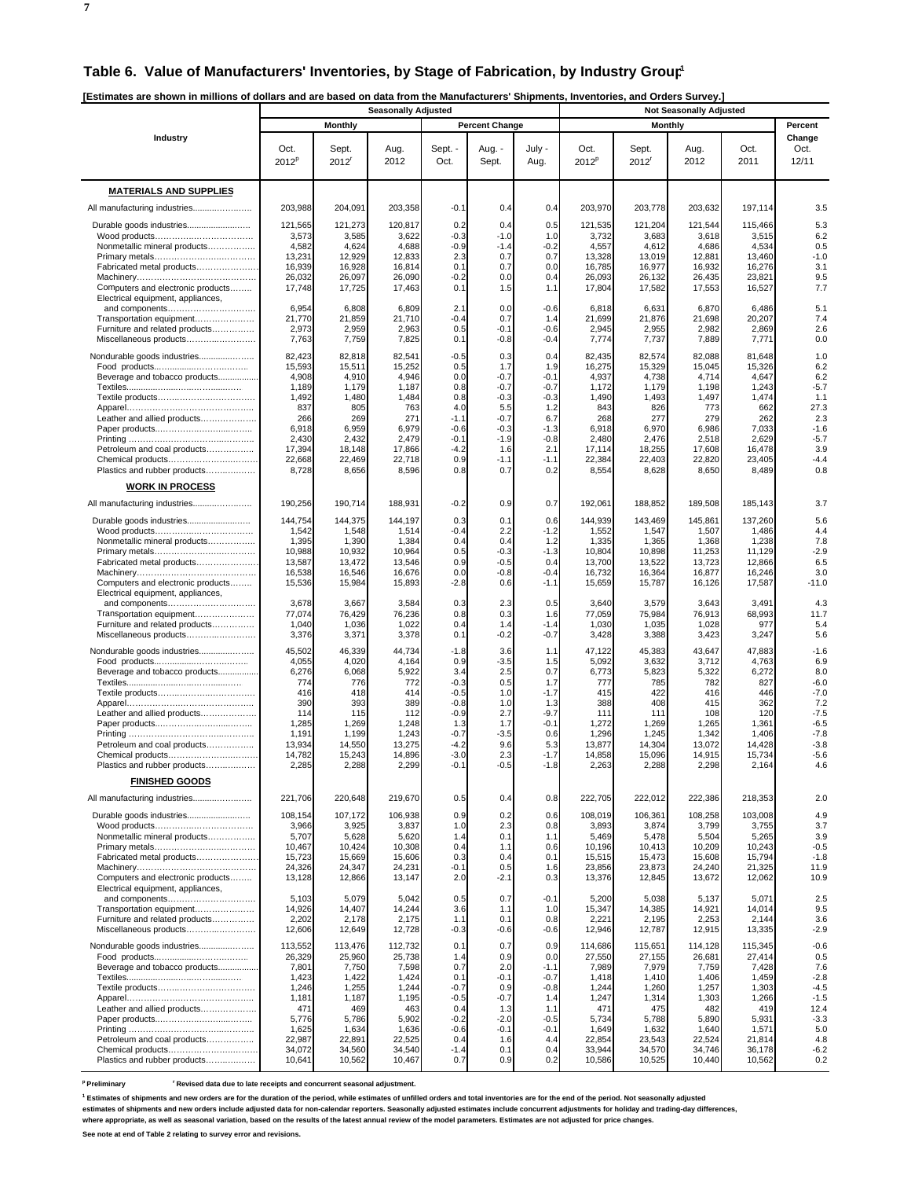## Table 6. Value of Manufacturers' Inventories, by Stage of Fabrication, by Industry Group[1]

**[Estimates are shown in millions of dollars and are based on data from the Manufacturers' Shipments, Inventories, and Orders Survey.]**

| Industry | Seasonally Adjusted | | | | | | Not Seasonally Adjusted | | | | |
|---|---|---|---|---|---|---|---|---|---|---|---|
| | Monthly | | | Percent Change | | | Monthly | | | | Percent Change |
| | Oct. 2012[p] | Sept. 2012[r] | Aug. 2012 | Sept. - Oct. | Aug. - Sept. | July - Aug. | Oct. 2012[p] | Sept. 2012[r] | Aug. 2012 | Oct. 2011 | Oct. 12/11 |
| **MATERIALS AND SUPPLIES** | | | | | | | | | | | |
| All manufacturing industries | 203,988 | 204,091 | 203,358 | -0.1 | 0.4 | 0.4 | 203,970 | 203,778 | 203,632 | 197,114 | 3.5 |
| Durable goods industries | 121,565 | 121,273 | 120,817 | 0.2 | 0.4 | 0.5 | 121,535 | 121,204 | 121,544 | 115,466 | 5.3 |
| Wood products | 3,573 | 3,585 | 3,622 | -0.3 | -1.0 | 1.0 | 3,732 | 3,683 | 3,618 | 3,515 | 6.2 |
| Nonmetallic mineral products | 4,582 | 4,624 | 4,688 | -0.9 | -1.4 | -0.2 | 4,557 | 4,612 | 4,686 | 4,534 | 0.5 |
| Primary metals | 13,231 | 12,929 | 12,833 | 2.3 | 0.7 | 0.7 | 13,328 | 13,019 | 12,881 | 13,460 | -1.0 |
| Fabricated metal products | 16,939 | 16,928 | 16,814 | 0.1 | 0.7 | 0.0 | 16,785 | 16,977 | 16,932 | 16,276 | 3.1 |
| Machinery | 26,032 | 26,097 | 26,090 | -0.2 | 0.0 | 0.4 | 26,093 | 26,132 | 26,435 | 23,821 | 9.5 |
| Computers and electronic products | 17,748 | 17,725 | 17,463 | 0.1 | 1.5 | 1.1 | 17,804 | 17,582 | 17,553 | 16,527 | 7.7 |
| Electrical equipment, appliances, and components | 6,954 | 6,808 | 6,809 | 2.1 | 0.0 | -0.6 | 6,818 | 6,631 | 6,870 | 6,486 | 5.1 |
| Transportation equipment | 21,770 | 21,859 | 21,710 | -0.4 | 0.7 | 1.4 | 21,699 | 21,876 | 21,698 | 20,207 | 7.4 |
| Furniture and related products | 2,973 | 2,959 | 2,963 | 0.5 | -0.1 | -0.6 | 2,945 | 2,955 | 2,982 | 2,869 | 2.6 |
| Miscellaneous products | 7,763 | 7,759 | 7,825 | 0.1 | -0.8 | -0.4 | 7,774 | 7,737 | 7,889 | 7,771 | 0.0 |
| Nondurable goods industries | 82,423 | 82,818 | 82,541 | -0.5 | 0.3 | 0.4 | 82,435 | 82,574 | 82,088 | 81,648 | 1.0 |
| Food products | 15,593 | 15,511 | 15,252 | 0.5 | 1.7 | 1.9 | 16,275 | 15,329 | 15,045 | 15,326 | 6.2 |
| Beverage and tobacco products | 4,908 | 4,910 | 4,946 | 0.0 | -0.7 | -0.1 | 4,937 | 4,738 | 4,714 | 4,647 | 6.2 |
| Textiles | 1,189 | 1,179 | 1,187 | 0.8 | -0.7 | -0.7 | 1,172 | 1,179 | 1,198 | 1,243 | -5.7 |
| Textile products | 1,492 | 1,480 | 1,484 | 0.8 | -0.3 | -0.3 | 1,490 | 1,493 | 1,497 | 1,474 | 1.1 |
| Apparel | 837 | 805 | 763 | 4.0 | 5.5 | 1.2 | 843 | 826 | 773 | 662 | 27.3 |
| Leather and allied products | 266 | 269 | 271 | -1.1 | -0.7 | 6.7 | 268 | 277 | 279 | 262 | 2.3 |
| Paper products | 6,918 | 6,959 | 6,979 | -0.6 | -0.3 | -1.3 | 6,918 | 6,970 | 6,986 | 7,033 | -1.6 |
| Printing | 2,430 | 2,432 | 2,479 | -0.1 | -1.9 | -0.8 | 2,480 | 2,476 | 2,518 | 2,629 | -5.7 |
| Petroleum and coal products | 17,394 | 18,148 | 17,866 | -4.2 | 1.6 | 2.1 | 17,114 | 18,255 | 17,608 | 16,478 | 3.9 |
| Chemical products | 22,668 | 22,469 | 22,718 | 0.9 | -1.1 | -1.1 | 22,384 | 22,403 | 22,820 | 23,405 | -4.4 |
| Plastics and rubber products | 8,728 | 8,656 | 8,596 | 0.8 | 0.7 | 0.2 | 8,554 | 8,628 | 8,650 | 8,489 | 0.8 |
| **WORK IN PROCESS** | | | | | | | | | | | |
| All manufacturing industries | 190,256 | 190,714 | 188,931 | -0.2 | 0.9 | 0.7 | 192,061 | 188,852 | 189,508 | 185,143 | 3.7 |
| Durable goods industries | 144,754 | 144,375 | 144,197 | 0.3 | 0.1 | 0.6 | 144,939 | 143,469 | 145,861 | 137,260 | 5.6 |
| Wood products | 1,542 | 1,548 | 1,514 | -0.4 | 2.2 | -1.2 | 1,552 | 1,547 | 1,507 | 1,486 | 4.4 |
| Nonmetallic mineral products | 1,395 | 1,390 | 1,384 | 0.4 | 0.4 | 1.2 | 1,335 | 1,365 | 1,368 | 1,238 | 7.8 |
| Primary metals | 10,988 | 10,932 | 10,964 | 0.5 | -0.3 | -1.3 | 10,804 | 10,898 | 11,253 | 11,129 | -2.9 |
| Fabricated metal products | 13,587 | 13,472 | 13,546 | 0.9 | -0.5 | 0.4 | 13,700 | 13,522 | 13,723 | 12,866 | 6.5 |
| Machinery | 16,538 | 16,546 | 16,676 | 0.0 | -0.8 | -0.4 | 16,732 | 16,364 | 16,877 | 16,246 | 3.0 |
| Computers and electronic products | 15,536 | 15,984 | 15,893 | -2.8 | 0.6 | -1.1 | 15,659 | 15,787 | 16,126 | 17,587 | -11.0 |
| Electrical equipment, appliances, and components | 3,678 | 3,667 | 3,584 | 0.3 | 2.3 | 0.5 | 3,640 | 3,579 | 3,643 | 3,491 | 4.3 |
| Transportation equipment | 77,074 | 76,429 | 76,236 | 0.8 | 0.3 | 1.6 | 77,059 | 75,984 | 76,913 | 68,993 | 11.7 |
| Furniture and related products | 1,040 | 1,036 | 1,022 | 0.4 | 1.4 | -1.4 | 1,030 | 1,035 | 1,028 | 977 | 5.4 |
| Miscellaneous products | 3,376 | 3,371 | 3,378 | 0.1 | -0.2 | -0.7 | 3,428 | 3,388 | 3,423 | 3,247 | 5.6 |
| Nondurable goods industries | 45,502 | 46,339 | 44,734 | -1.8 | 3.6 | 1.1 | 47,122 | 45,383 | 43,647 | 47,883 | -1.6 |
| Food products | 4,055 | 4,020 | 4,164 | 0.9 | -3.5 | 1.5 | 5,092 | 3,632 | 3,712 | 4,763 | 6.9 |
| Beverage and tobacco products | 6,276 | 6,068 | 5,922 | 3.4 | 2.5 | 0.7 | 6,773 | 5,823 | 5,322 | 6,272 | 8.0 |
| Textiles | 774 | 776 | 772 | -0.3 | 0.5 | 1.7 | 777 | 785 | 782 | 827 | -6.0 |
| Textile products | 416 | 418 | 414 | -0.5 | 1.0 | -1.7 | 415 | 422 | 416 | 446 | -7.0 |
| Apparel | 390 | 393 | 389 | -0.8 | 1.0 | 1.3 | 388 | 408 | 415 | 362 | 7.2 |
| Leather and allied products | 114 | 115 | 112 | -0.9 | 2.7 | -9.7 | 111 | 111 | 108 | 120 | -7.5 |
| Paper products | 1,285 | 1,269 | 1,248 | 1.3 | 1.7 | -0.1 | 1,272 | 1,269 | 1,265 | 1,361 | -6.5 |
| Printing | 1,191 | 1,199 | 1,243 | -0.7 | -3.5 | 0.6 | 1,296 | 1,245 | 1,342 | 1,406 | -7.8 |
| Petroleum and coal products | 13,934 | 14,550 | 13,275 | -4.2 | 9.6 | 5.3 | 13,877 | 14,304 | 13,072 | 14,428 | -3.8 |
| Chemical products | 14,782 | 15,243 | 14,896 | -3.0 | 2.3 | -1.7 | 14,858 | 15,096 | 14,915 | 15,734 | -5.6 |
| Plastics and rubber products | 2,285 | 2,288 | 2,299 | -0.1 | -0.5 | -1.8 | 2,263 | 2,288 | 2,298 | 2,164 | 4.6 |
| **FINISHED GOODS** | | | | | | | | | | | |
| All manufacturing industries | 221,706 | 220,648 | 219,670 | 0.5 | 0.4 | 0.8 | 222,705 | 222,012 | 222,386 | 218,353 | 2.0 |
| Durable goods industries | 108,154 | 107,172 | 106,938 | 0.9 | 0.2 | 0.6 | 108,019 | 106,361 | 108,258 | 103,008 | 4.9 |
| Wood products | 3,966 | 3,925 | 3,837 | 1.0 | 2.3 | 0.8 | 3,893 | 3,874 | 3,799 | 3,755 | 3.7 |
| Nonmetallic mineral products | 5,707 | 5,628 | 5,620 | 1.4 | 0.1 | 1.1 | 5,469 | 5,478 | 5,504 | 5,265 | 3.9 |
| Primary metals | 10,467 | 10,424 | 10,308 | 0.4 | 1.1 | 0.6 | 10,196 | 10,413 | 10,209 | 10,243 | -0.5 |
| Fabricated metal products | 15,723 | 15,669 | 15,606 | 0.3 | 0.4 | 0.1 | 15,515 | 15,473 | 15,608 | 15,794 | -1.8 |
| Machinery | 24,326 | 24,347 | 24,231 | -0.1 | 0.5 | 1.6 | 23,856 | 23,873 | 24,240 | 21,325 | 11.9 |
| Computers and electronic products | 13,128 | 12,866 | 13,147 | 2.0 | -2.1 | 0.3 | 13,376 | 12,845 | 13,672 | 12,062 | 10.9 |
| Electrical equipment, appliances, and components | 5,103 | 5,079 | 5,042 | 0.5 | 0.7 | -0.1 | 5,200 | 5,038 | 5,137 | 5,071 | 2.5 |
| Transportation equipment | 14,926 | 14,407 | 14,244 | 3.6 | 1.1 | 1.0 | 15,347 | 14,385 | 14,921 | 14,014 | 9.5 |
| Furniture and related products | 2,202 | 2,178 | 2,175 | 1.1 | 0.1 | 0.8 | 2,221 | 2,195 | 2,253 | 2,144 | 3.6 |
| Miscellaneous products | 12,606 | 12,649 | 12,728 | -0.3 | -0.6 | -0.6 | 12,946 | 12,787 | 12,915 | 13,335 | -2.9 |
| Nondurable goods industries | 113,552 | 113,476 | 112,732 | 0.1 | 0.7 | 0.9 | 114,686 | 115,651 | 114,128 | 115,345 | -0.6 |
| Food products | 26,329 | 25,960 | 25,738 | 1.4 | 0.9 | 0.0 | 27,550 | 27,155 | 26,681 | 27,414 | 0.5 |
| Beverage and tobacco products | 7,801 | 7,750 | 7,598 | 0.7 | 2.0 | -1.1 | 7,989 | 7,979 | 7,759 | 7,428 | 7.6 |
| Textiles | 1,423 | 1,422 | 1,424 | 0.1 | -0.1 | -0.7 | 1,418 | 1,410 | 1,406 | 1,459 | -2.8 |
| Textile products | 1,246 | 1,255 | 1,244 | -0.7 | 0.9 | -0.8 | 1,244 | 1,260 | 1,257 | 1,303 | -4.5 |
| Apparel | 1,181 | 1,187 | 1,195 | -0.5 | -0.7 | 1.4 | 1,247 | 1,314 | 1,303 | 1,266 | -1.5 |
| Leather and allied products | 471 | 469 | 463 | 0.4 | 1.3 | 1.1 | 471 | 475 | 482 | 419 | 12.4 |
| Paper products | 5,776 | 5,786 | 5,902 | -0.2 | -2.0 | -0.5 | 5,734 | 5,788 | 5,890 | 5,931 | -3.3 |
| Printing | 1,625 | 1,634 | 1,636 | -0.6 | -0.1 | -0.1 | 1,649 | 1,632 | 1,640 | 1,571 | 5.0 |
| Petroleum and coal products | 22,987 | 22,891 | 22,525 | 0.4 | 1.6 | 4.4 | 22,854 | 23,543 | 22,524 | 21,814 | 4.8 |
| Chemical products | 34,072 | 34,560 | 34,540 | -1.4 | 0.1 | 0.4 | 33,944 | 34,570 | 34,746 | 36,178 | -6.2 |
| Plastics and rubber products | 10,641 | 10,562 | 10,467 | 0.7 | 0.9 | 0.2 | 10,586 | 10,525 | 10,440 | 10,562 | 0.2 |

[p] Preliminary [r] Revised data due to late receipts and concurrent seasonal adjustment.

[1] Estimates of shipments and new orders are for the duration of the period, while estimates of unfilled orders and total inventories are for the end of the period. Not seasonally adjusted estimates of shipments and new orders include adjusted data for non-calendar reporters. Seasonally adjusted estimates include concurrent adjustments for holiday and trading-day differences, where appropriate, as well as seasonal variation, based on the results of the latest annual review of the model parameters. Estimates are not adjusted for price changes.

See note at end of Table 2 relating to survey error and revisions.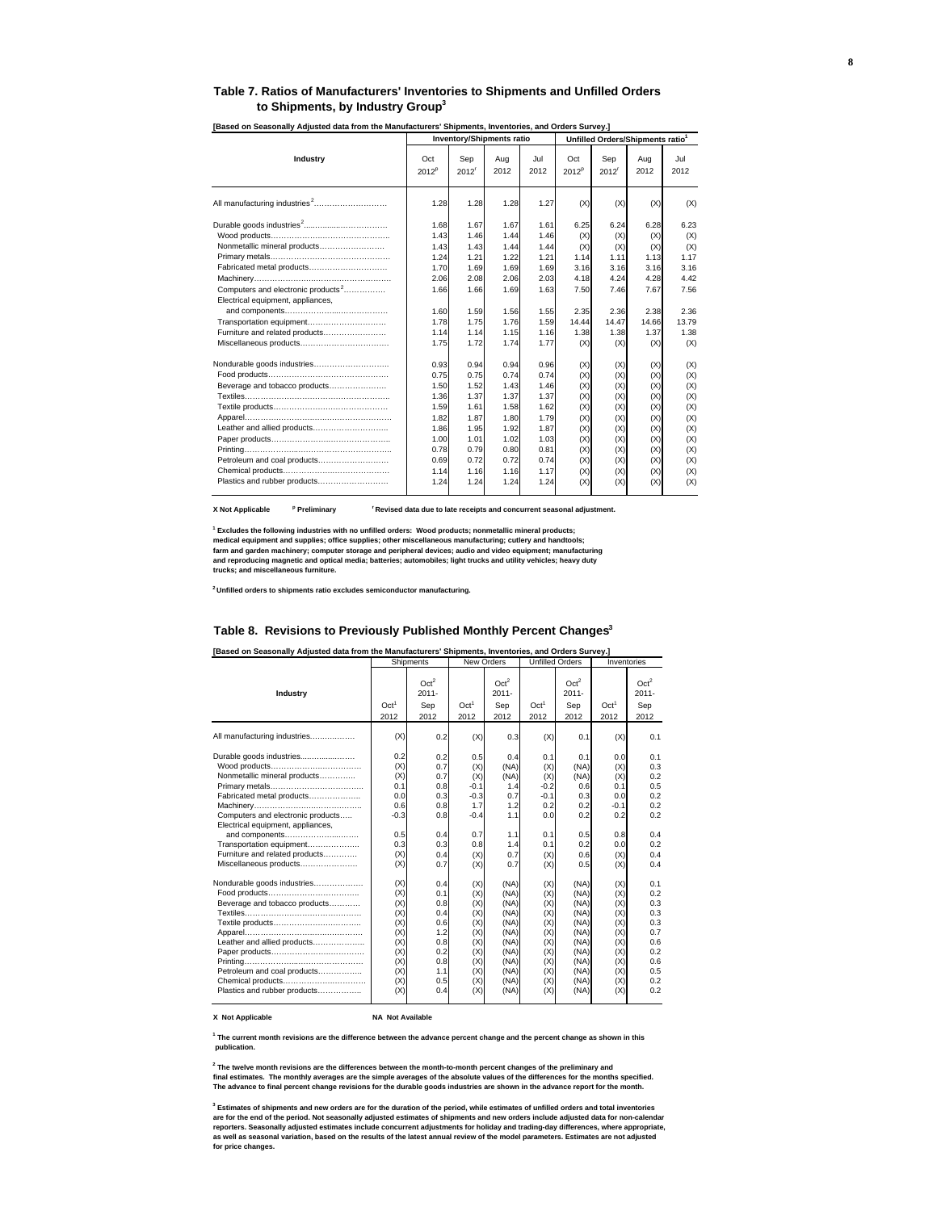## Table 7. Ratios of Manufacturers' Inventories to Shipments and Unfilled Orders to Shipments, by Industry Group[3]

**[Based on Seasonally Adjusted data from the Manufacturers' Shipments, Inventories, and Orders Survey.]**

| Industry | Inventory/Shipments ratio | | | | Unfilled Orders/Shipments ratio[1] | | | |
|---|---|---|---|---|---|---|---|---|
| | Oct 2012[p] | Sep 2012[r] | Aug 2012 | Jul 2012 | Oct 2012[p] | Sep 2012[r] | Aug 2012 | Jul 2012 |
| All manufacturing industries[2]……………………… | 1.28 | 1.28 | 1.28 | 1.27 | (X) | (X) | (X) | (X) |
| Durable goods industries[2]…………………………… | 1.68 | 1.67 | 1.67 | 1.61 | 6.25 | 6.24 | 6.28 | 6.23 |
| Wood products……………………………………… | 1.43 | 1.46 | 1.44 | 1.46 | (X) | (X) | (X) | (X) |
| Nonmetallic mineral products…………………… | 1.43 | 1.43 | 1.44 | 1.44 | (X) | (X) | (X) | (X) |
| Primary metals……………………………………… | 1.24 | 1.21 | 1.22 | 1.21 | 1.14 | 1.11 | 1.13 | 1.17 |
| Fabricated metal products………………………… | 1.70 | 1.69 | 1.69 | 1.69 | 3.16 | 3.16 | 3.16 | 3.16 |
| Machinery…………………………………………… | 2.06 | 2.08 | 2.06 | 2.03 | 4.18 | 4.24 | 4.28 | 4.42 |
| Computers and electronic products[2]…………… | 1.66 | 1.66 | 1.69 | 1.63 | 7.50 | 7.46 | 7.67 | 7.56 |
| Electrical equipment, appliances, and components………………………… | 1.60 | 1.59 | 1.56 | 1.55 | 2.35 | 2.36 | 2.38 | 2.36 |
| Transportation equipment………………………… | 1.78 | 1.75 | 1.76 | 1.59 | 14.44 | 14.47 | 14.66 | 13.79 |
| Furniture and related products…………………… | 1.14 | 1.14 | 1.15 | 1.16 | 1.38 | 1.38 | 1.37 | 1.38 |
| Miscellaneous products…………………………… | 1.75 | 1.72 | 1.74 | 1.77 | (X) | (X) | (X) | (X) |
| Nondurable goods industries……………………… | 0.93 | 0.94 | 0.94 | 0.96 | (X) | (X) | (X) | (X) |
| Food products……………………………………… | 0.75 | 0.75 | 0.74 | 0.74 | (X) | (X) | (X) | (X) |
| Beverage and tobacco products………………… | 1.50 | 1.52 | 1.43 | 1.46 | (X) | (X) | (X) | (X) |
| Textiles……………………………………………… | 1.36 | 1.37 | 1.37 | 1.37 | (X) | (X) | (X) | (X) |
| Textile products…………………………………… | 1.59 | 1.61 | 1.58 | 1.62 | (X) | (X) | (X) | (X) |
| Apparel……………………………………………… | 1.82 | 1.87 | 1.80 | 1.79 | (X) | (X) | (X) | (X) |
| Leather and allied products……………………… | 1.86 | 1.95 | 1.92 | 1.87 | (X) | (X) | (X) | (X) |
| Paper products……………………………………… | 1.00 | 1.01 | 1.02 | 1.03 | (X) | (X) | (X) | (X) |
| Printing……………………………………………… | 0.78 | 0.79 | 0.80 | 0.81 | (X) | (X) | (X) | (X) |
| Petroleum and coal products……………………… | 0.69 | 0.72 | 0.72 | 0.74 | (X) | (X) | (X) | (X) |
| Chemical products………………………………… | 1.14 | 1.16 | 1.16 | 1.17 | (X) | (X) | (X) | (X) |
| Plastics and rubber products……………………… | 1.24 | 1.24 | 1.24 | 1.24 | (X) | (X) | (X) | (X) |

**X Not Applicable** **[p] Preliminary** **[r] Revised data due to late receipts and concurrent seasonal adjustment.**

**[1] Excludes the following industries with no unfilled orders: Wood products; nonmetallic mineral products; medical equipment and supplies; office supplies; other miscellaneous manufacturing; cutlery and handtools; farm and garden machinery; computer storage and peripheral devices; audio and video equipment; manufacturing and reproducing magnetic and optical media; batteries; automobiles; light trucks and utility vehicles; heavy duty trucks; and miscellaneous furniture.**

**[2] Unfilled orders to shipments ratio excludes semiconductor manufacturing.**

## Table 8. Revisions to Previously Published Monthly Percent Changes[3]

**[Based on Seasonally Adjusted data from the Manufacturers' Shipments, Inventories, and Orders Survey.]**

| Industry | Shipments | | New Orders | | Unfilled Orders | | Inventories | |
|---|---|---|---|---|---|---|---|---|
| | Oct[1] 2012 | Oct[2] 2011- Sep 2012 | Oct[1] 2012 | Oct[2] 2011- Sep 2012 | Oct[1] 2012 | Oct[2] 2011- Sep 2012 | Oct[1] 2012 | Oct[2] 2011- Sep 2012 |
| All manufacturing industries……………… | (X) | 0.2 | (X) | 0.3 | (X) | 0.1 | (X) | 0.1 |
| Durable goods industries…………………… | 0.2 | 0.2 | 0.5 | 0.4 | 0.1 | 0.1 | 0.0 | 0.1 |
| Wood products……………………………… | (X) | 0.7 | (X) | (NA) | (X) | (NA) | (X) | 0.3 |
| Nonmetallic mineral products…………… | (X) | 0.7 | (X) | (NA) | (X) | (NA) | (X) | 0.2 |
| Primary metals……………………………… | 0.1 | 0.8 | -0.1 | 1.4 | -0.2 | 0.6 | 0.1 | 0.5 |
| Fabricated metal products………………… | 0.0 | 0.3 | -0.3 | 0.7 | -0.1 | 0.3 | 0.0 | 0.2 |
| Machinery…………………………………… | 0.6 | 0.8 | 1.7 | 1.2 | 0.2 | 0.2 | -0.1 | 0.2 |
| Computers and electronic products…… | -0.3 | 0.8 | -0.4 | 1.1 | 0.0 | 0.2 | 0.2 | 0.2 |
| Electrical equipment, appliances, and components……………………… | 0.5 | 0.4 | 0.7 | 1.1 | 0.1 | 0.5 | 0.8 | 0.4 |
| Transportation equipment………………… | 0.3 | 0.3 | 0.8 | 1.4 | 0.1 | 0.2 | 0.0 | 0.2 |
| Furniture and related products…………… | (X) | 0.4 | (X) | 0.7 | (X) | 0.6 | (X) | 0.4 |
| Miscellaneous products…………………… | (X) | 0.7 | (X) | 0.7 | (X) | 0.5 | (X) | 0.4 |
| Nondurable goods industries……………… | (X) | 0.4 | (X) | (NA) | (X) | (NA) | (X) | 0.1 |
| Food products……………………………… | (X) | 0.1 | (X) | (NA) | (X) | (NA) | (X) | 0.2 |
| Beverage and tobacco products………… | (X) | 0.8 | (X) | (NA) | (X) | (NA) | (X) | 0.3 |
| Textiles……………………………………… | (X) | 0.4 | (X) | (NA) | (X) | (NA) | (X) | 0.3 |
| Textile products…………………………… | (X) | 0.6 | (X) | (NA) | (X) | (NA) | (X) | 0.3 |
| Apparel……………………………………… | (X) | 1.2 | (X) | (NA) | (X) | (NA) | (X) | 0.7 |
| Leather and allied products……………… | (X) | 0.8 | (X) | (NA) | (X) | (NA) | (X) | 0.6 |
| Paper products……………………………… | (X) | 0.2 | (X) | (NA) | (X) | (NA) | (X) | 0.2 |
| Printing……………………………………… | (X) | 0.8 | (X) | (NA) | (X) | (NA) | (X) | 0.6 |
| Petroleum and coal products……………… | (X) | 1.1 | (X) | (NA) | (X) | (NA) | (X) | 0.5 |
| Chemical products………………………… | (X) | 0.5 | (X) | (NA) | (X) | (NA) | (X) | 0.2 |
| Plastics and rubber products……………… | (X) | 0.4 | (X) | (NA) | (X) | (NA) | (X) | 0.2 |

**X Not Applicable** **NA Not Available**

**[1] The current month revisions are the difference between the advance percent change and the percent change as shown in this publication.**

**[2] The twelve month revisions are the differences between the month-to-month percent changes of the preliminary and final estimates. The monthly averages are the simple averages of the absolute values of the differences for the months specified. The advance to final percent change revisions for the durable goods industries are shown in the advance report for the month.**

**[3] Estimates of shipments and new orders are for the duration of the period, while estimates of unfilled orders and total inventories are for the end of the period. Not seasonally adjusted estimates of shipments and new orders include adjusted data for non-calendar reporters. Seasonally adjusted estimates include concurrent adjustments for holiday and trading-day differences, where appropriate, as well as seasonal variation, based on the results of the latest annual review of the model parameters. Estimates are not adjusted for price changes.**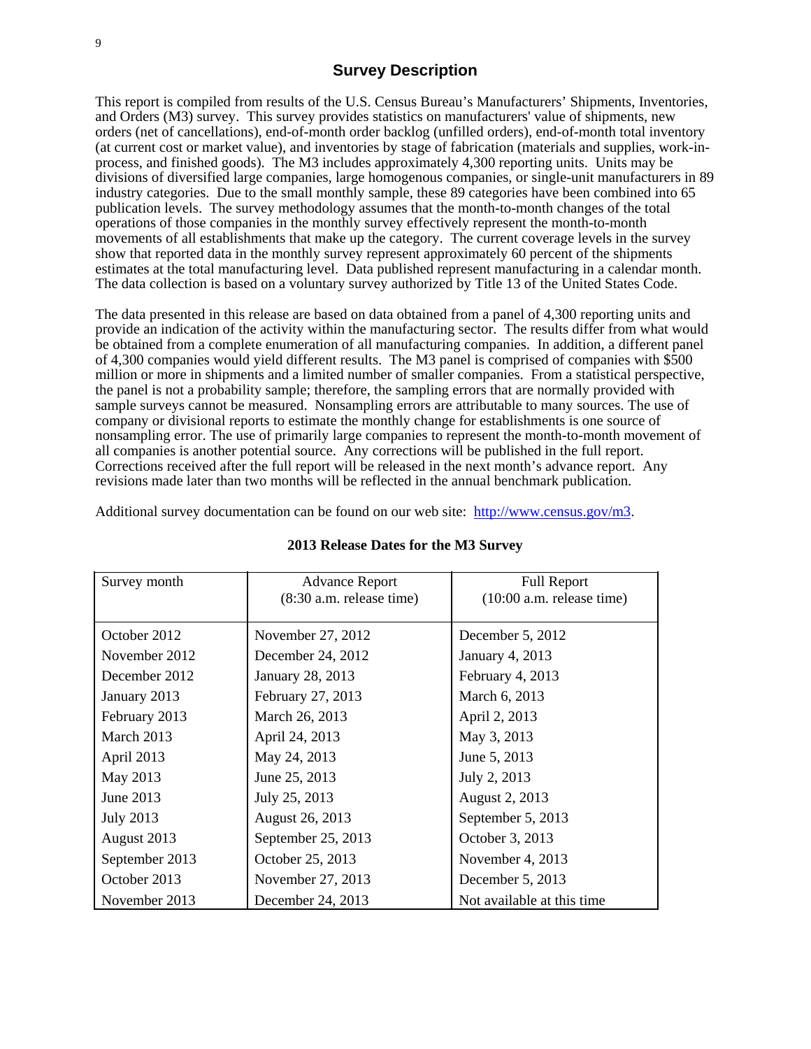## Survey Description

This report is compiled from results of the U.S. Census Bureau's Manufacturers' Shipments, Inventories, and Orders (M3) survey. This survey provides statistics on manufacturers' value of shipments, new orders (net of cancellations), end-of-month order backlog (unfilled orders), end-of-month total inventory (at current cost or market value), and inventories by stage of fabrication (materials and supplies, work-in-process, and finished goods). The M3 includes approximately 4,300 reporting units. Units may be divisions of diversified large companies, large homogenous companies, or single-unit manufacturers in 89 industry categories. Due to the small monthly sample, these 89 categories have been combined into 65 publication levels. The survey methodology assumes that the month-to-month changes of the total operations of those companies in the monthly survey effectively represent the month-to-month movements of all establishments that make up the category. The current coverage levels in the survey show that reported data in the monthly survey represent approximately 60 percent of the shipments estimates at the total manufacturing level. Data published represent manufacturing in a calendar month. The data collection is based on a voluntary survey authorized by Title 13 of the United States Code.

The data presented in this release are based on data obtained from a panel of 4,300 reporting units and provide an indication of the activity within the manufacturing sector. The results differ from what would be obtained from a complete enumeration of all manufacturing companies. In addition, a different panel of 4,300 companies would yield different results. The M3 panel is comprised of companies with $500 million or more in shipments and a limited number of smaller companies. From a statistical perspective, the panel is not a probability sample; therefore, the sampling errors that are normally provided with sample surveys cannot be measured. Nonsampling errors are attributable to many sources. The use of company or divisional reports to estimate the monthly change for establishments is one source of nonsampling error. The use of primarily large companies to represent the month-to-month movement of all companies is another potential source. Any corrections will be published in the full report. Corrections received after the full report will be released in the next month's advance report. Any revisions made later than two months will be reflected in the annual benchmark publication.

Additional survey documentation can be found on our web site: http://www.census.gov/m3.

**2013 Release Dates for the M3 Survey**

| Survey month | Advance Report (8:30 a.m. release time) | Full Report (10:00 a.m. release time) |
|---|---|---|
| October 2012 | November 27, 2012 | December 5, 2012 |
| November 2012 | December 24, 2012 | January 4, 2013 |
| December 2012 | January 28, 2013 | February 4, 2013 |
| January 2013 | February 27, 2013 | March 6, 2013 |
| February 2013 | March 26, 2013 | April 2, 2013 |
| March 2013 | April 24, 2013 | May 3, 2013 |
| April 2013 | May 24, 2013 | June 5, 2013 |
| May 2013 | June 25, 2013 | July 2, 2013 |
| June 2013 | July 25, 2013 | August 2, 2013 |
| July 2013 | August 26, 2013 | September 5, 2013 |
| August 2013 | September 25, 2013 | October 3, 2013 |
| September 2013 | October 25, 2013 | November 4, 2013 |
| October 2013 | November 27, 2013 | December 5, 2013 |
| November 2013 | December 24, 2013 | Not available at this time |